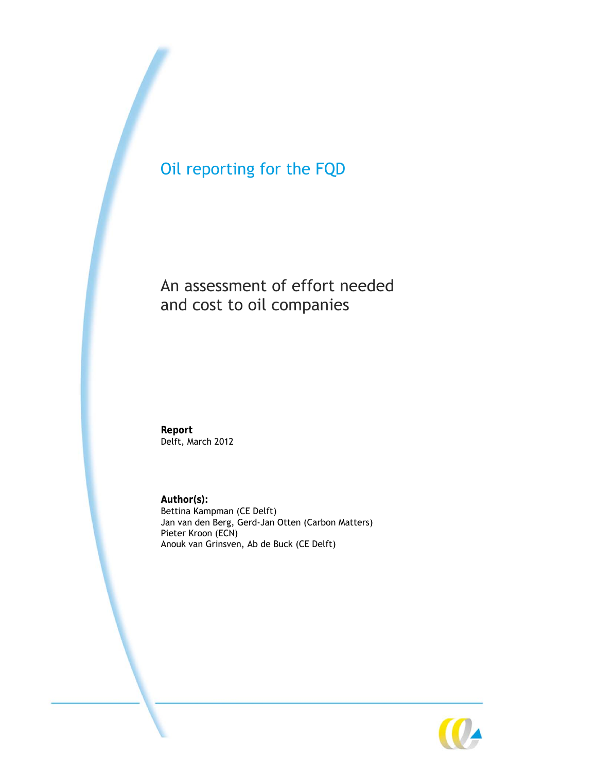# Oil reporting for the FQD

## An assessment of effort needed and cost to oil companies

**Report**
Delft, March 2012

**Author(s):**
Bettina Kampman (CE Delft)
Jan van den Berg, Gerd-Jan Otten (Carbon Matters)
Pieter Kroon (ECN)
Anouk van Grinsven, Ab de Buck (CE Delft)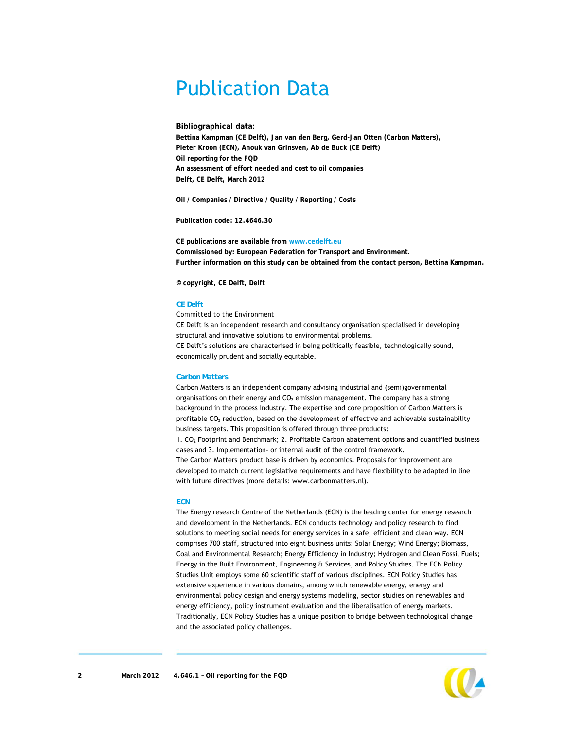# Publication Data

**Bibliographical data:**

**Bettina Kampman (CE Delft), Jan van den Berg, Gerd-Jan Otten (Carbon Matters),**
**Pieter Kroon (ECN), Anouk van Grinsven, Ab de Buck (CE Delft)**
**Oil reporting for the FQD**
**An assessment of effort needed and cost to oil companies**
**Delft, CE Delft, March 2012**

**Oil / Companies / Directive / Quality / Reporting / Costs**

**Publication code: 12.4646.30**

**CE publications are available from www.cedelft.eu**
**Commissioned by: European Federation for Transport and Environment.**
**Further information on this study can be obtained from the contact person, Bettina Kampman.**

**© copyright, CE Delft, Delft**

**CE Delft**

Committed to the Environment
CE Delft is an independent research and consultancy organisation specialised in developing structural and innovative solutions to environmental problems.
CE Delft's solutions are characterised in being politically feasible, technologically sound, economically prudent and socially equitable.

**Carbon Matters**

Carbon Matters is an independent company advising industrial and (semi)governmental organisations on their energy and $CO_2$ emission management. The company has a strong background in the process industry. The expertise and core proposition of Carbon Matters is profitable $CO_2$ reduction, based on the development of effective and achievable sustainability business targets. This proposition is offered through three products:
1. $CO_2$ Footprint and Benchmark; 2. Profitable Carbon abatement options and quantified business cases and 3. Implementation- or internal audit of the control framework.
The Carbon Matters product base is driven by economics. Proposals for improvement are developed to match current legislative requirements and have flexibility to be adapted in line with future directives (more details: www.carbonmatters.nl).

**ECN**

The Energy research Centre of the Netherlands (ECN) is the leading center for energy research and development in the Netherlands. ECN conducts technology and policy research to find solutions to meeting social needs for energy services in a safe, efficient and clean way. ECN comprises 700 staff, structured into eight business units: Solar Energy; Wind Energy; Biomass, Coal and Environmental Research; Energy Efficiency in Industry; Hydrogen and Clean Fossil Fuels; Energy in the Built Environment, Engineering & Services, and Policy Studies. The ECN Policy Studies Unit employs some 60 scientific staff of various disciplines. ECN Policy Studies has extensive experience in various domains, among which renewable energy, energy and environmental policy design and energy systems modeling, sector studies on renewables and energy efficiency, policy instrument evaluation and the liberalisation of energy markets. Traditionally, ECN Policy Studies has a unique position to bridge between technological change and the associated policy challenges.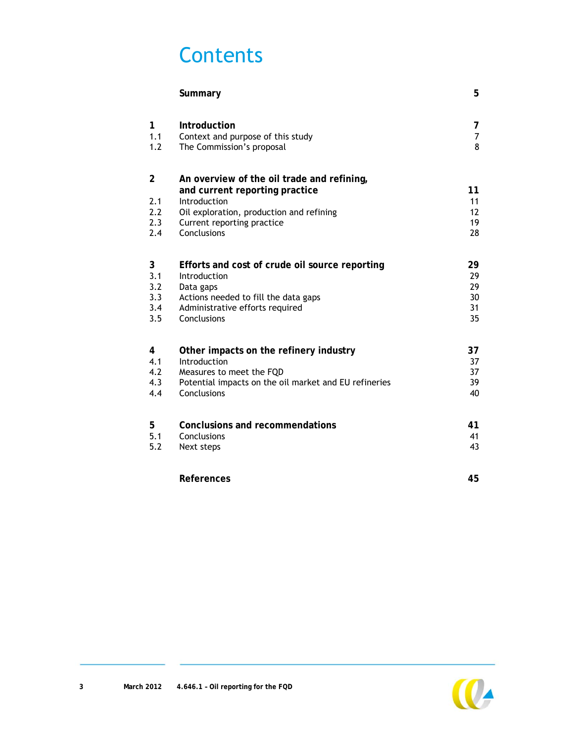# Contents

| | | |
|---|---|---|
| | **Summary** | **5** |
| **1** | **Introduction** | **7** |
| 1.1 | Context and purpose of this study | 7 |
| 1.2 | The Commission's proposal | 8 |
| **2** | **An overview of the oil trade and refining, and current reporting practice** | **11** |
| 2.1 | Introduction | 11 |
| 2.2 | Oil exploration, production and refining | 12 |
| 2.3 | Current reporting practice | 19 |
| 2.4 | Conclusions | 28 |
| **3** | **Efforts and cost of crude oil source reporting** | **29** |
| 3.1 | Introduction | 29 |
| 3.2 | Data gaps | 29 |
| 3.3 | Actions needed to fill the data gaps | 30 |
| 3.4 | Administrative efforts required | 31 |
| 3.5 | Conclusions | 35 |
| **4** | **Other impacts on the refinery industry** | **37** |
| 4.1 | Introduction | 37 |
| 4.2 | Measures to meet the FQD | 37 |
| 4.3 | Potential impacts on the oil market and EU refineries | 39 |
| 4.4 | Conclusions | 40 |
| **5** | **Conclusions and recommendations** | **41** |
| 5.1 | Conclusions | 41 |
| 5.2 | Next steps | 43 |
| | **References** | **45** |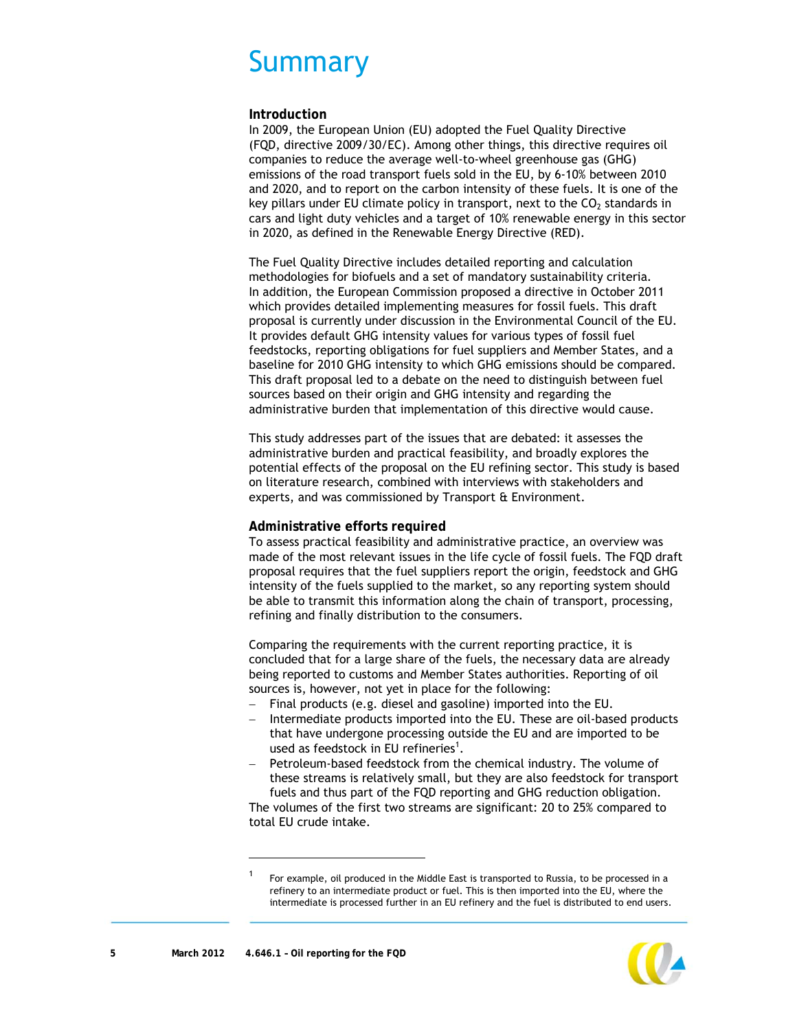# Summary

### Introduction

In 2009, the European Union (EU) adopted the Fuel Quality Directive (FQD, directive 2009/30/EC). Among other things, this directive requires oil companies to reduce the average well-to-wheel greenhouse gas (GHG) emissions of the road transport fuels sold in the EU, by 6-10% between 2010 and 2020, and to report on the carbon intensity of these fuels. It is one of the key pillars under EU climate policy in transport, next to the $CO_2$ standards in cars and light duty vehicles and a target of 10% renewable energy in this sector in 2020, as defined in the Renewable Energy Directive (RED).

The Fuel Quality Directive includes detailed reporting and calculation methodologies for biofuels and a set of mandatory sustainability criteria. In addition, the European Commission proposed a directive in October 2011 which provides detailed implementing measures for fossil fuels. This draft proposal is currently under discussion in the Environmental Council of the EU. It provides default GHG intensity values for various types of fossil fuel feedstocks, reporting obligations for fuel suppliers and Member States, and a baseline for 2010 GHG intensity to which GHG emissions should be compared. This draft proposal led to a debate on the need to distinguish between fuel sources based on their origin and GHG intensity and regarding the administrative burden that implementation of this directive would cause.

This study addresses part of the issues that are debated: it assesses the administrative burden and practical feasibility, and broadly explores the potential effects of the proposal on the EU refining sector. This study is based on literature research, combined with interviews with stakeholders and experts, and was commissioned by Transport & Environment.

### Administrative efforts required

To assess practical feasibility and administrative practice, an overview was made of the most relevant issues in the life cycle of fossil fuels. The FQD draft proposal requires that the fuel suppliers report the origin, feedstock and GHG intensity of the fuels supplied to the market, so any reporting system should be able to transmit this information along the chain of transport, processing, refining and finally distribution to the consumers.

Comparing the requirements with the current reporting practice, it is concluded that for a large share of the fuels, the necessary data are already being reported to customs and Member States authorities. Reporting of oil sources is, however, not yet in place for the following:

- Final products (e.g. diesel and gasoline) imported into the EU.
- Intermediate products imported into the EU. These are oil-based products that have undergone processing outside the EU and are imported to be used as feedstock in EU refineries[1].
- Petroleum-based feedstock from the chemical industry. The volume of these streams is relatively small, but they are also feedstock for transport fuels and thus part of the FQD reporting and GHG reduction obligation.

The volumes of the first two streams are significant: 20 to 25% compared to total EU crude intake.

[1] For example, oil produced in the Middle East is transported to Russia, to be processed in a refinery to an intermediate product or fuel. This is then imported into the EU, where the intermediate is processed further in an EU refinery and the fuel is distributed to end users.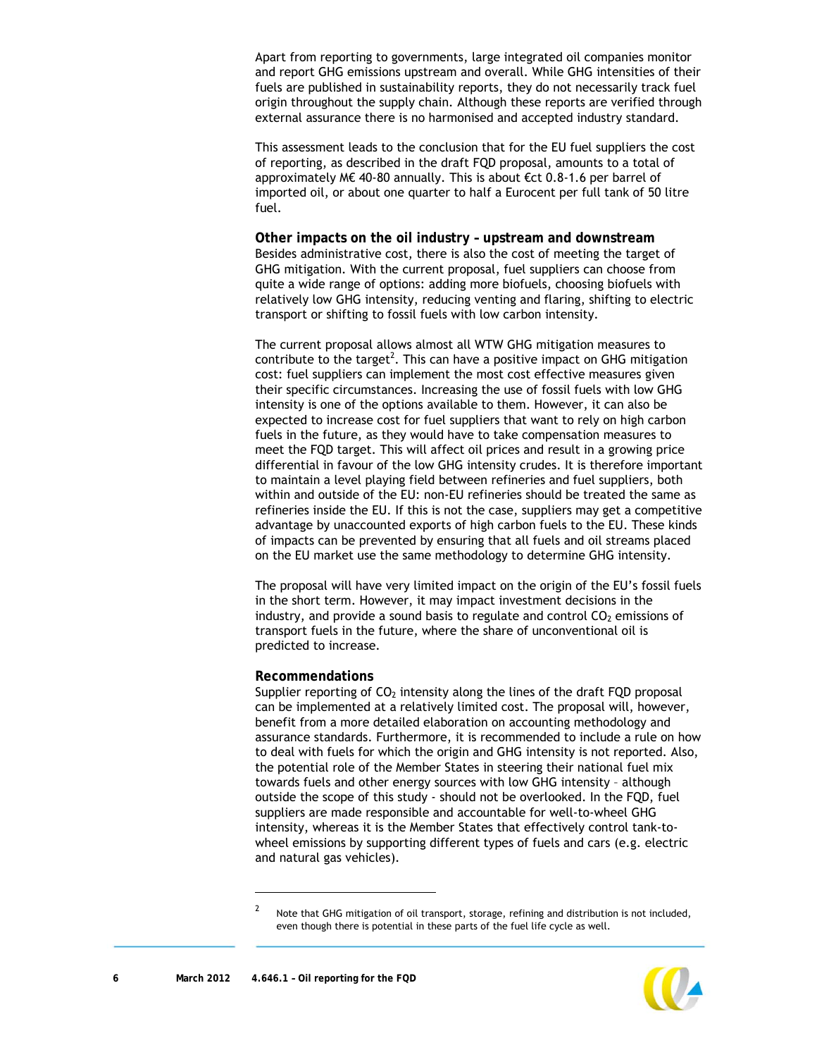Apart from reporting to governments, large integrated oil companies monitor and report GHG emissions upstream and overall. While GHG intensities of their fuels are published in sustainability reports, they do not necessarily track fuel origin throughout the supply chain. Although these reports are verified through external assurance there is no harmonised and accepted industry standard.

This assessment leads to the conclusion that for the EU fuel suppliers the cost of reporting, as described in the draft FQD proposal, amounts to a total of approximately M€ 40-80 annually. This is about €ct 0.8-1.6 per barrel of imported oil, or about one quarter to half a Eurocent per full tank of 50 litre fuel.

**Other impacts on the oil industry – upstream and downstream**

Besides administrative cost, there is also the cost of meeting the target of GHG mitigation. With the current proposal, fuel suppliers can choose from quite a wide range of options: adding more biofuels, choosing biofuels with relatively low GHG intensity, reducing venting and flaring, shifting to electric transport or shifting to fossil fuels with low carbon intensity.

The current proposal allows almost all WTW GHG mitigation measures to contribute to the target[2]. This can have a positive impact on GHG mitigation cost: fuel suppliers can implement the most cost effective measures given their specific circumstances. Increasing the use of fossil fuels with low GHG intensity is one of the options available to them. However, it can also be expected to increase cost for fuel suppliers that want to rely on high carbon fuels in the future, as they would have to take compensation measures to meet the FQD target. This will affect oil prices and result in a growing price differential in favour of the low GHG intensity crudes. It is therefore important to maintain a level playing field between refineries and fuel suppliers, both within and outside of the EU: non-EU refineries should be treated the same as refineries inside the EU. If this is not the case, suppliers may get a competitive advantage by unaccounted exports of high carbon fuels to the EU. These kinds of impacts can be prevented by ensuring that all fuels and oil streams placed on the EU market use the same methodology to determine GHG intensity.

The proposal will have very limited impact on the origin of the EU's fossil fuels in the short term. However, it may impact investment decisions in the industry, and provide a sound basis to regulate and control $CO_2$ emissions of transport fuels in the future, where the share of unconventional oil is predicted to increase.

**Recommendations**

Supplier reporting of $CO_2$ intensity along the lines of the draft FQD proposal can be implemented at a relatively limited cost. The proposal will, however, benefit from a more detailed elaboration on accounting methodology and assurance standards. Furthermore, it is recommended to include a rule on how to deal with fuels for which the origin and GHG intensity is not reported. Also, the potential role of the Member States in steering their national fuel mix towards fuels and other energy sources with low GHG intensity – although outside the scope of this study - should not be overlooked. In the FQD, fuel suppliers are made responsible and accountable for well-to-wheel GHG intensity, whereas it is the Member States that effectively control tank-to-wheel emissions by supporting different types of fuels and cars (e.g. electric and natural gas vehicles).

---

[2] Note that GHG mitigation of oil transport, storage, refining and distribution is not included, even though there is potential in these parts of the fuel life cycle as well.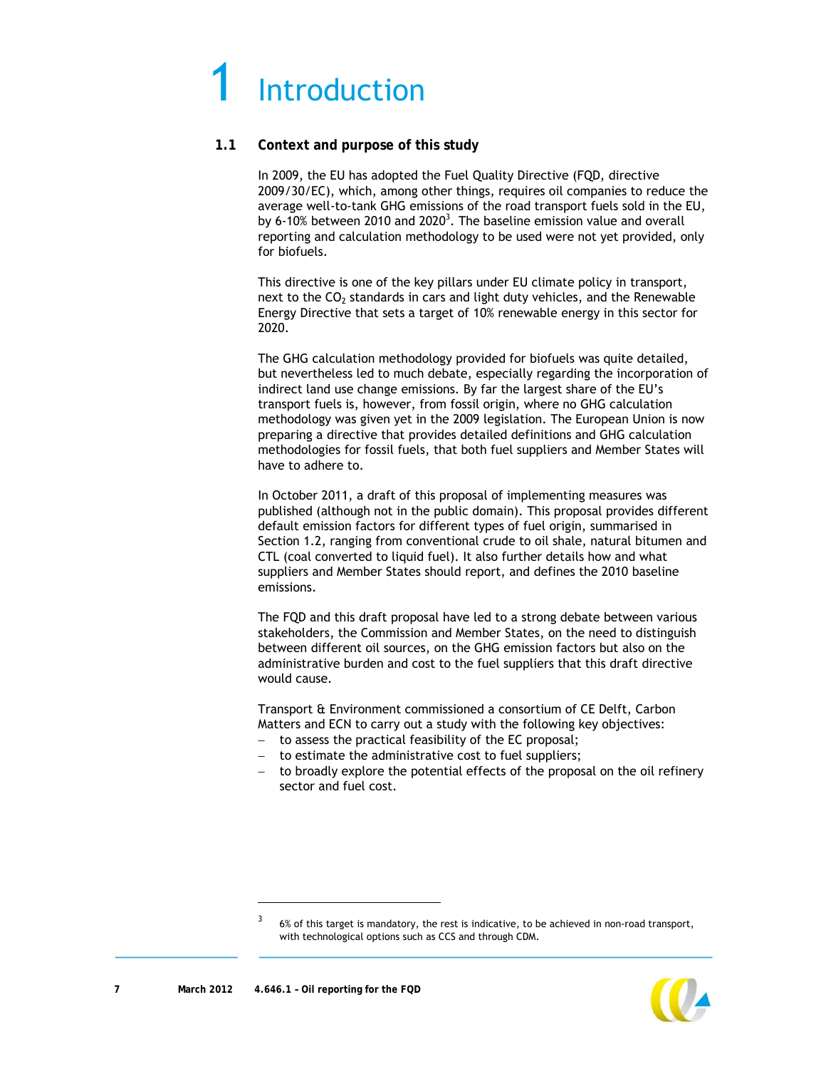# 1 Introduction

## 1.1 Context and purpose of this study

In 2009, the EU has adopted the Fuel Quality Directive (FQD, directive 2009/30/EC), which, among other things, requires oil companies to reduce the average well-to-tank GHG emissions of the road transport fuels sold in the EU, by 6-10% between 2010 and 2020[3]. The baseline emission value and overall reporting and calculation methodology to be used were not yet provided, only for biofuels.

This directive is one of the key pillars under EU climate policy in transport, next to the $CO_2$ standards in cars and light duty vehicles, and the Renewable Energy Directive that sets a target of 10% renewable energy in this sector for 2020.

The GHG calculation methodology provided for biofuels was quite detailed, but nevertheless led to much debate, especially regarding the incorporation of indirect land use change emissions. By far the largest share of the EU's transport fuels is, however, from fossil origin, where no GHG calculation methodology was given yet in the 2009 legislation. The European Union is now preparing a directive that provides detailed definitions and GHG calculation methodologies for fossil fuels, that both fuel suppliers and Member States will have to adhere to.

In October 2011, a draft of this proposal of implementing measures was published (although not in the public domain). This proposal provides different default emission factors for different types of fuel origin, summarised in Section 1.2, ranging from conventional crude to oil shale, natural bitumen and CTL (coal converted to liquid fuel). It also further details how and what suppliers and Member States should report, and defines the 2010 baseline emissions.

The FQD and this draft proposal have led to a strong debate between various stakeholders, the Commission and Member States, on the need to distinguish between different oil sources, on the GHG emission factors but also on the administrative burden and cost to the fuel suppliers that this draft directive would cause.

Transport & Environment commissioned a consortium of CE Delft, Carbon Matters and ECN to carry out a study with the following key objectives:
- to assess the practical feasibility of the EC proposal;
- to estimate the administrative cost to fuel suppliers;
- to broadly explore the potential effects of the proposal on the oil refinery sector and fuel cost.

---

[3] 6% of this target is mandatory, the rest is indicative, to be achieved in non-road transport, with technological options such as CCS and through CDM.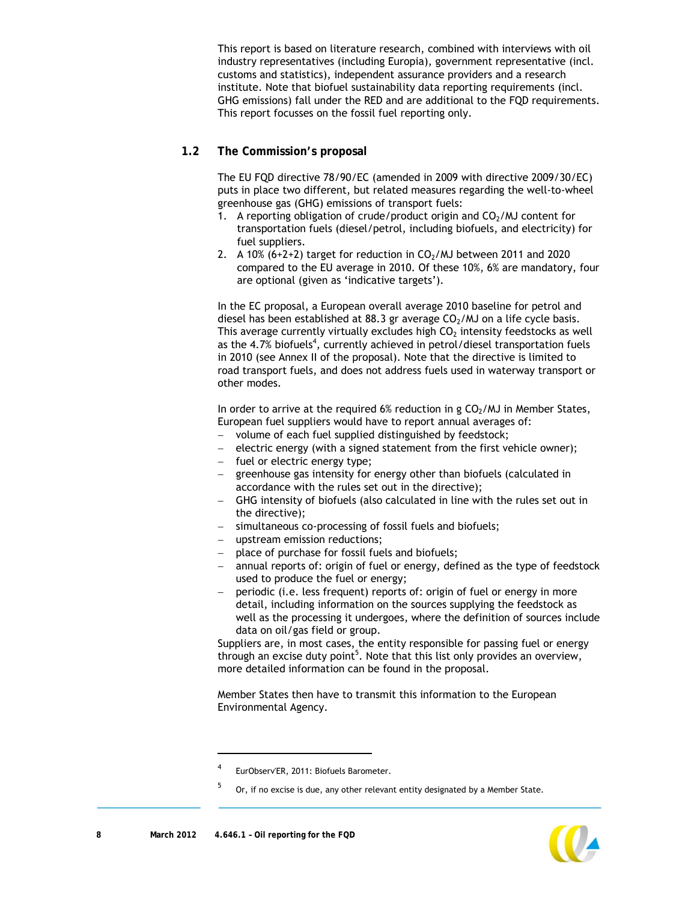This report is based on literature research, combined with interviews with oil industry representatives (including Europia), government representative (incl. customs and statistics), independent assurance providers and a research institute. Note that biofuel sustainability data reporting requirements (incl. GHG emissions) fall under the RED and are additional to the FQD requirements. This report focusses on the fossil fuel reporting only.

## 1.2 The Commission's proposal

The EU FQD directive 78/90/EC (amended in 2009 with directive 2009/30/EC) puts in place two different, but related measures regarding the well-to-wheel greenhouse gas (GHG) emissions of transport fuels:

1. A reporting obligation of crude/product origin and $CO_2$/MJ content for transportation fuels (diesel/petrol, including biofuels, and electricity) for fuel suppliers.
2. A 10% (6+2+2) target for reduction in $CO_2$/MJ between 2011 and 2020 compared to the EU average in 2010. Of these 10%, 6% are mandatory, four are optional (given as 'indicative targets').

In the EC proposal, a European overall average 2010 baseline for petrol and diesel has been established at 88.3 gr average $CO_2$/MJ on a life cycle basis. This average currently virtually excludes high $CO_2$ intensity feedstocks as well as the 4.7% biofuels[4], currently achieved in petrol/diesel transportation fuels in 2010 (see Annex II of the proposal). Note that the directive is limited to road transport fuels, and does not address fuels used in waterway transport or other modes.

In order to arrive at the required 6% reduction in g $CO_2$/MJ in Member States, European fuel suppliers would have to report annual averages of:

- volume of each fuel supplied distinguished by feedstock;
- electric energy (with a signed statement from the first vehicle owner);
- fuel or electric energy type;
- greenhouse gas intensity for energy other than biofuels (calculated in accordance with the rules set out in the directive);
- GHG intensity of biofuels (also calculated in line with the rules set out in the directive);
- simultaneous co-processing of fossil fuels and biofuels;
- upstream emission reductions;
- place of purchase for fossil fuels and biofuels;
- annual reports of: origin of fuel or energy, defined as the type of feedstock used to produce the fuel or energy;
- periodic (i.e. less frequent) reports of: origin of fuel or energy in more detail, including information on the sources supplying the feedstock as well as the processing it undergoes, where the definition of sources include data on oil/gas field or group.

Suppliers are, in most cases, the entity responsible for passing fuel or energy through an excise duty point[5]. Note that this list only provides an overview, more detailed information can be found in the proposal.

Member States then have to transmit this information to the European Environmental Agency.

[4] EurObserv'ER, 2011: Biofuels Barometer.

[5] Or, if no excise is due, any other relevant entity designated by a Member State.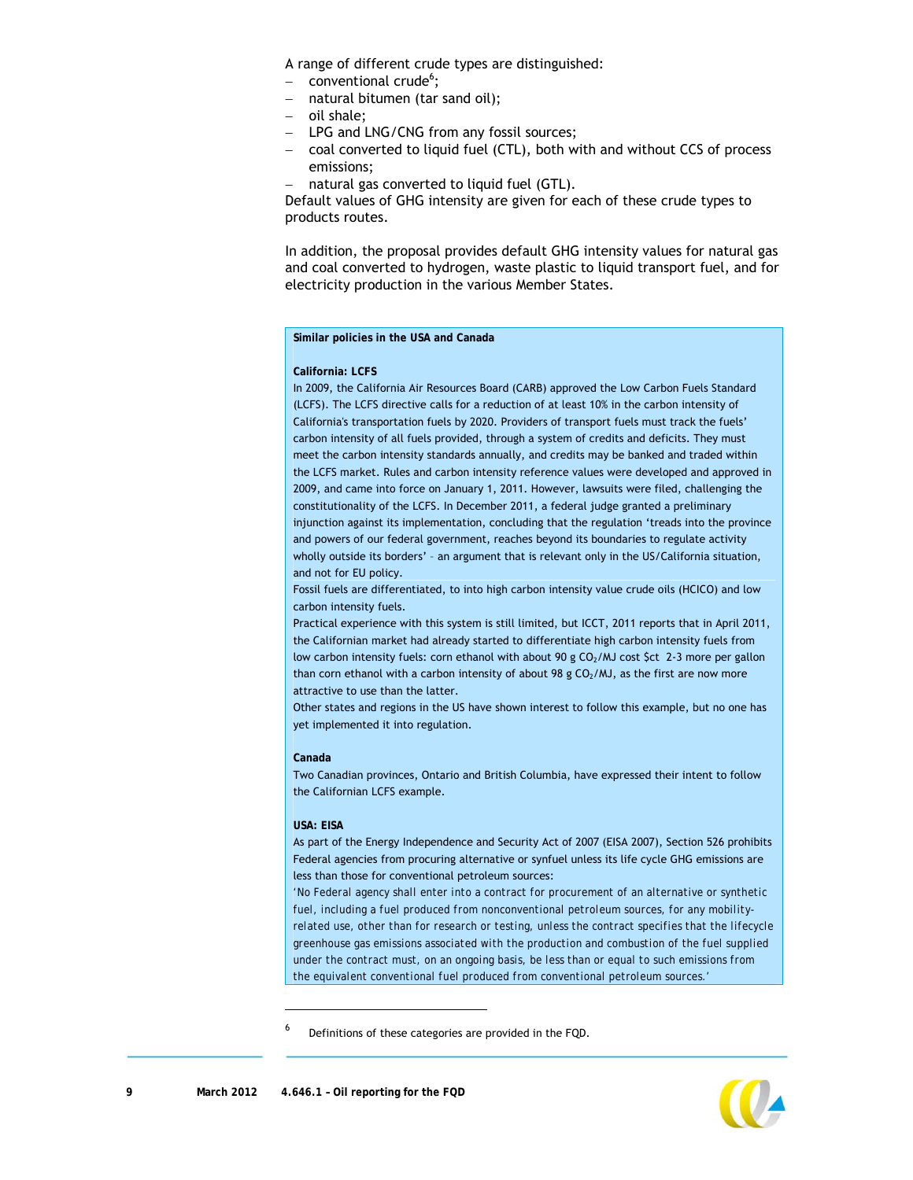A range of different crude types are distinguished:

- conventional crude[6];
- natural bitumen (tar sand oil);
- oil shale;
- LPG and LNG/CNG from any fossil sources;
- coal converted to liquid fuel (CTL), both with and without CCS of process emissions;
- natural gas converted to liquid fuel (GTL).

Default values of GHG intensity are given for each of these crude types to products routes.

In addition, the proposal provides default GHG intensity values for natural gas and coal converted to hydrogen, waste plastic to liquid transport fuel, and for electricity production in the various Member States.

**Similar policies in the USA and Canada**

**California: LCFS**

In 2009, the California Air Resources Board (CARB) approved the Low Carbon Fuels Standard (LCFS). The LCFS directive calls for a reduction of at least 10% in the carbon intensity of California's transportation fuels by 2020. Providers of transport fuels must track the fuels' carbon intensity of all fuels provided, through a system of credits and deficits. They must meet the carbon intensity standards annually, and credits may be banked and traded within the LCFS market. Rules and carbon intensity reference values were developed and approved in 2009, and came into force on January 1, 2011. However, lawsuits were filed, challenging the constitutionality of the LCFS. In December 2011, a federal judge granted a preliminary injunction against its implementation, concluding that the regulation 'treads into the province and powers of our federal government, reaches beyond its boundaries to regulate activity wholly outside its borders' – an argument that is relevant only in the US/California situation, and not for EU policy.

Fossil fuels are differentiated, to into high carbon intensity value crude oils (HCICO) and low carbon intensity fuels.

Practical experience with this system is still limited, but ICCT, 2011 reports that in April 2011, the Californian market had already started to differentiate high carbon intensity fuels from low carbon intensity fuels: corn ethanol with about 90 g $CO_2$/MJ cost $ct 2-3 more per gallon than corn ethanol with a carbon intensity of about 98 g $CO_2$/MJ, as the first are now more attractive to use than the latter.

Other states and regions in the US have shown interest to follow this example, but no one has yet implemented it into regulation.

**Canada**

Two Canadian provinces, Ontario and British Columbia, have expressed their intent to follow the Californian LCFS example.

**USA: EISA**

As part of the Energy Independence and Security Act of 2007 (EISA 2007), Section 526 prohibits Federal agencies from procuring alternative or synfuel unless its life cycle GHG emissions are less than those for conventional petroleum sources:

*'No Federal agency shall enter into a contract for procurement of an alternative or synthetic fuel, including a fuel produced from nonconventional petroleum sources, for any mobility-related use, other than for research or testing, unless the contract specifies that the lifecycle greenhouse gas emissions associated with the production and combustion of the fuel supplied under the contract must, on an ongoing basis, be less than or equal to such emissions from the equivalent conventional fuel produced from conventional petroleum sources.'*

---

[6] Definitions of these categories are provided in the FQD.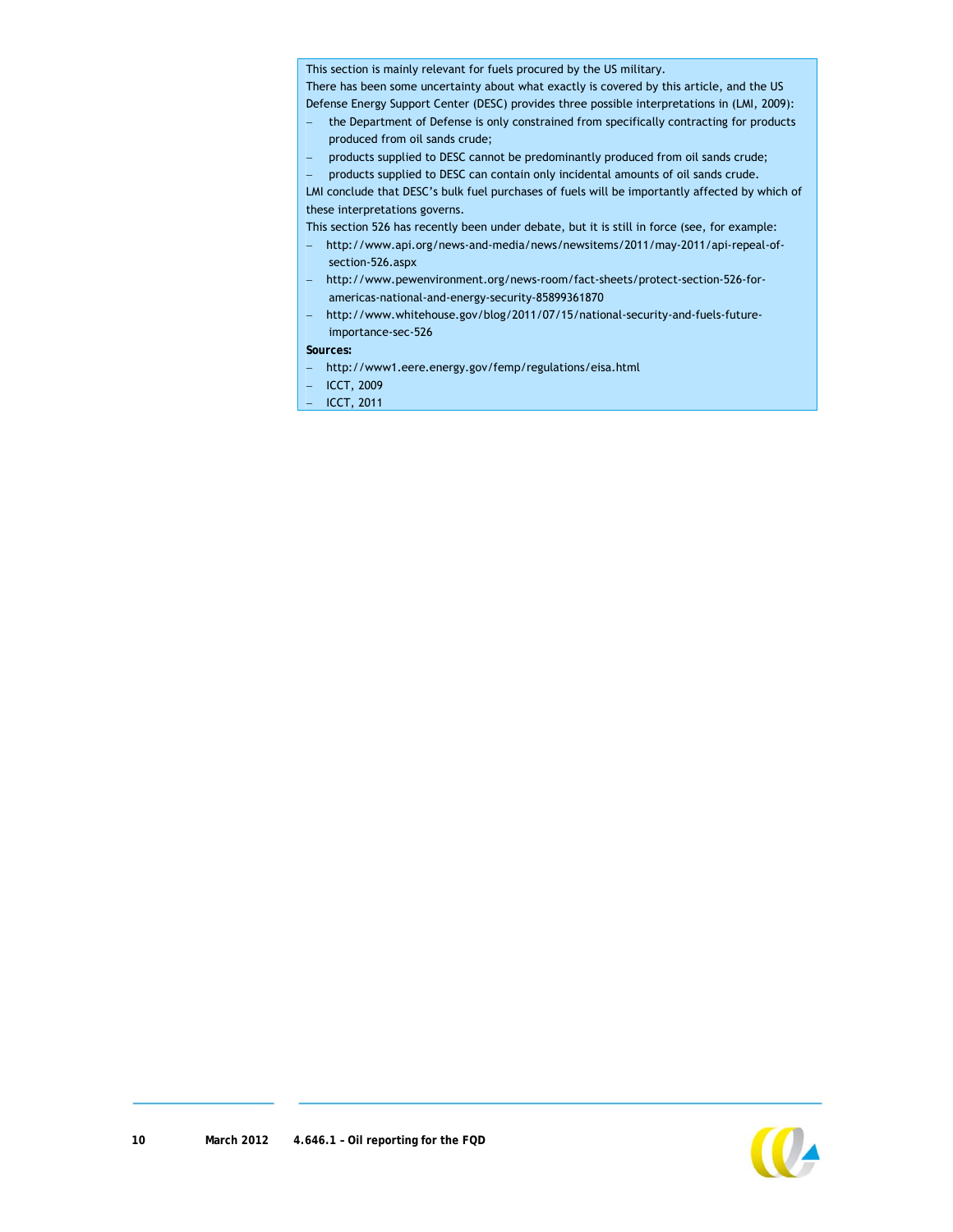This section is mainly relevant for fuels procured by the US military.

There has been some uncertainty about what exactly is covered by this article, and the US Defense Energy Support Center (DESC) provides three possible interpretations in (LMI, 2009):

- the Department of Defense is only constrained from specifically contracting for products produced from oil sands crude;
- products supplied to DESC cannot be predominantly produced from oil sands crude;
- products supplied to DESC can contain only incidental amounts of oil sands crude.

LMI conclude that DESC's bulk fuel purchases of fuels will be importantly affected by which of these interpretations governs.

This section 526 has recently been under debate, but it is still in force (see, for example:

- http://www.api.org/news-and-media/news/newsitems/2011/may-2011/api-repeal-of-section-526.aspx
- http://www.pewenvironment.org/news-room/fact-sheets/protect-section-526-for-americas-national-and-energy-security-85899361870
- http://www.whitehouse.gov/blog/2011/07/15/national-security-and-fuels-future-importance-sec-526

**Sources:**

- http://www1.eere.energy.gov/femp/regulations/eisa.html
- ICCT, 2009
- ICCT, 2011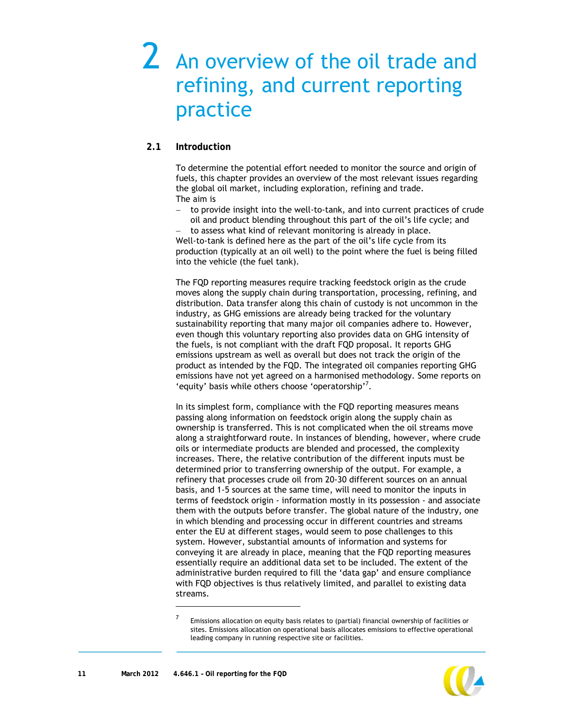# 2 An overview of the oil trade and refining, and current reporting practice

## 2.1 Introduction

To determine the potential effort needed to monitor the source and origin of fuels, this chapter provides an overview of the most relevant issues regarding the global oil market, including exploration, refining and trade.
The aim is

- to provide insight into the well-to-tank, and into current practices of crude oil and product blending throughout this part of the oil's life cycle; and
- to assess what kind of relevant monitoring is already in place.

Well-to-tank is defined here as the part of the oil's life cycle from its production (typically at an oil well) to the point where the fuel is being filled into the vehicle (the fuel tank).

The FQD reporting measures require tracking feedstock origin as the crude moves along the supply chain during transportation, processing, refining, and distribution. Data transfer along this chain of custody is not uncommon in the industry, as GHG emissions are already being tracked for the voluntary sustainability reporting that many major oil companies adhere to. However, even though this voluntary reporting also provides data on GHG intensity of the fuels, is not compliant with the draft FQD proposal. It reports GHG emissions upstream as well as overall but does not track the origin of the product as intended by the FQD. The integrated oil companies reporting GHG emissions have not yet agreed on a harmonised methodology. Some reports on 'equity' basis while others choose 'operatorship'[7].

In its simplest form, compliance with the FQD reporting measures means passing along information on feedstock origin along the supply chain as ownership is transferred. This is not complicated when the oil streams move along a straightforward route. In instances of blending, however, where crude oils or intermediate products are blended and processed, the complexity increases. There, the relative contribution of the different inputs must be determined prior to transferring ownership of the output. For example, a refinery that processes crude oil from 20-30 different sources on an annual basis, and 1-5 sources at the same time, will need to monitor the inputs in terms of feedstock origin - information mostly in its possession - and associate them with the outputs before transfer. The global nature of the industry, one in which blending and processing occur in different countries and streams enter the EU at different stages, would seem to pose challenges to this system. However, substantial amounts of information and systems for conveying it are already in place, meaning that the FQD reporting measures essentially require an additional data set to be included. The extent of the administrative burden required to fill the 'data gap' and ensure compliance with FQD objectives is thus relatively limited, and parallel to existing data streams.

[7] Emissions allocation on equity basis relates to (partial) financial ownership of facilities or sites. Emissions allocation on operational basis allocates emissions to effective operational leading company in running respective site or facilities.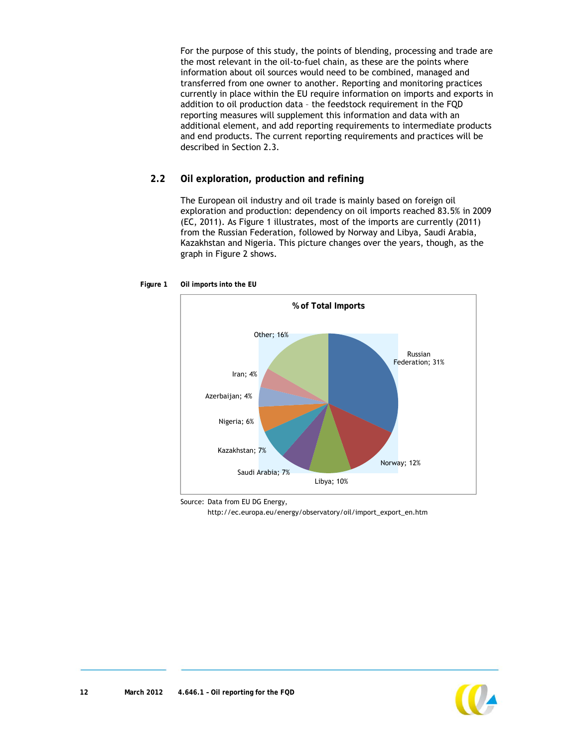For the purpose of this study, the points of blending, processing and trade are the most relevant in the oil-to-fuel chain, as these are the points where information about oil sources would need to be combined, managed and transferred from one owner to another. Reporting and monitoring practices currently in place within the EU require information on imports and exports in addition to oil production data – the feedstock requirement in the FQD reporting measures will supplement this information and data with an additional element, and add reporting requirements to intermediate products and end products. The current reporting requirements and practices will be described in Section 2.3.

## 2.2 Oil exploration, production and refining

The European oil industry and oil trade is mainly based on foreign oil exploration and production: dependency on oil imports reached 83.5% in 2009 (EC, 2011). As Figure 1 illustrates, most of the imports are currently (2011) from the Russian Federation, followed by Norway and Libya, Saudi Arabia, Kazakhstan and Nigeria. This picture changes over the years, though, as the graph in Figure 2 shows.

**Figure 1 Oil imports into the EU**

% of Total Imports

| Country | % of Total Imports |
|---|---|
| Russian Federation | 31% |
| Norway | 12% |
| Libya | 10% |
| Saudi Arabia | 7% |
| Kazakhstan | 7% |
| Nigeria | 6% |
| Azerbaijan | 4% |
| Iran | 4% |
| Other | 16% |

Source: Data from EU DG Energy, http://ec.europa.eu/energy/observatory/oil/import_export_en.htm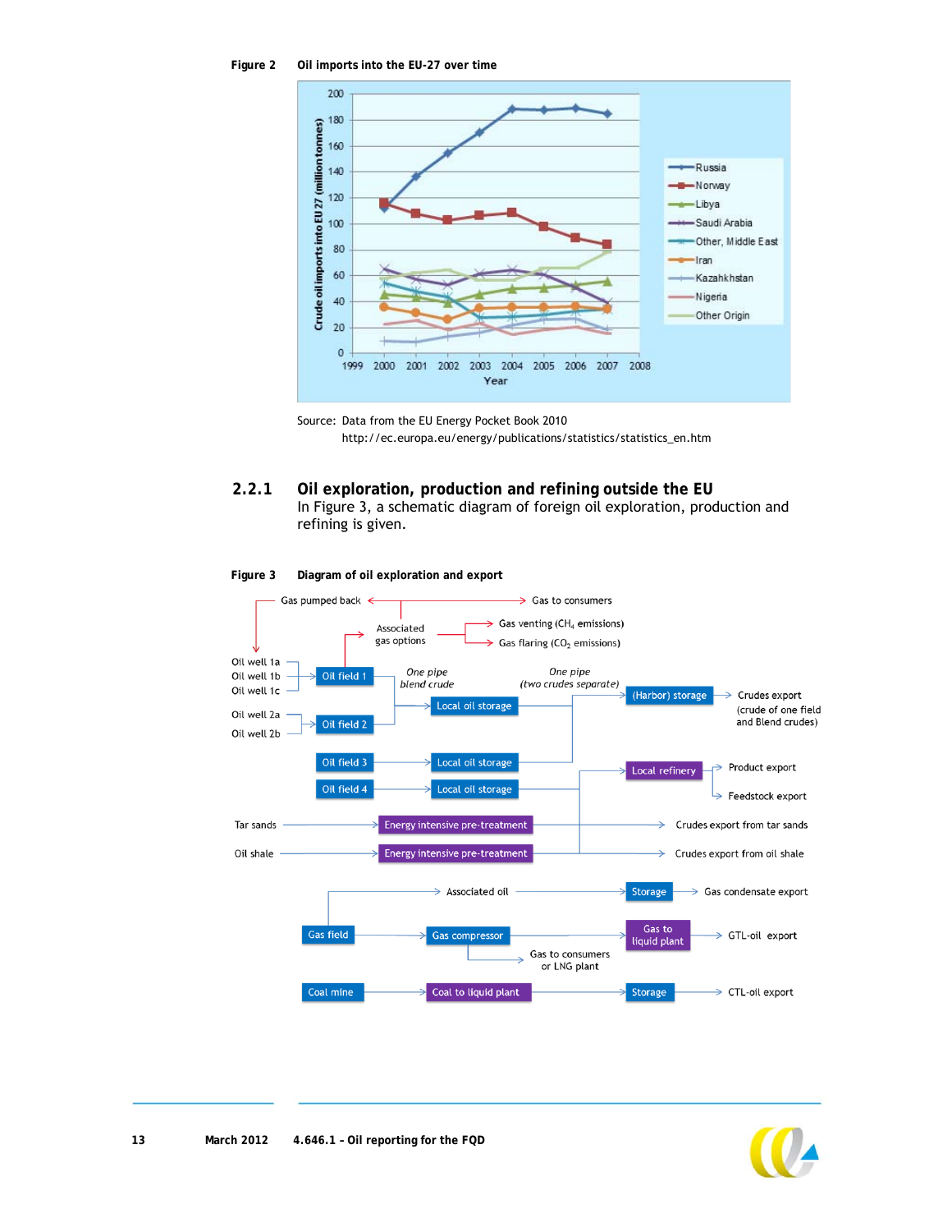**Figure 2 Oil imports into the EU-27 over time**

Source: Data from the EU Energy Pocket Book 2010
http://ec.europa.eu/energy/publications/statistics/statistics_en.htm

### 2.2.1 Oil exploration, production and refining outside the EU

In Figure 3, a schematic diagram of foreign oil exploration, production and refining is given.

**Figure 3 Diagram of oil exploration and export**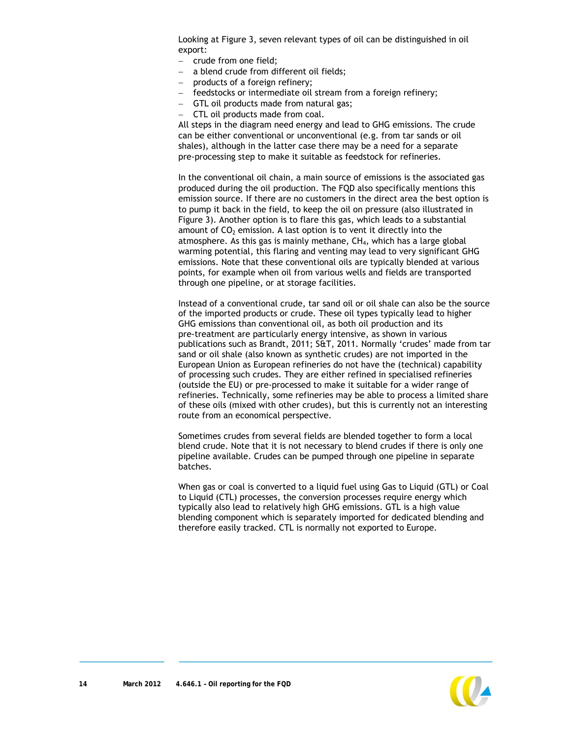Looking at Figure 3, seven relevant types of oil can be distinguished in oil export:

- crude from one field;
- a blend crude from different oil fields;
- products of a foreign refinery;
- feedstocks or intermediate oil stream from a foreign refinery;
- GTL oil products made from natural gas;
- CTL oil products made from coal.

All steps in the diagram need energy and lead to GHG emissions. The crude can be either conventional or unconventional (e.g. from tar sands or oil shales), although in the latter case there may be a need for a separate pre-processing step to make it suitable as feedstock for refineries.

In the conventional oil chain, a main source of emissions is the associated gas produced during the oil production. The FQD also specifically mentions this emission source. If there are no customers in the direct area the best option is to pump it back in the field, to keep the oil on pressure (also illustrated in Figure 3). Another option is to flare this gas, which leads to a substantial amount of $CO_2$ emission. A last option is to vent it directly into the atmosphere. As this gas is mainly methane, $CH_4$, which has a large global warming potential, this flaring and venting may lead to very significant GHG emissions. Note that these conventional oils are typically blended at various points, for example when oil from various wells and fields are transported through one pipeline, or at storage facilities.

Instead of a conventional crude, tar sand oil or oil shale can also be the source of the imported products or crude. These oil types typically lead to higher GHG emissions than conventional oil, as both oil production and its pre-treatment are particularly energy intensive, as shown in various publications such as Brandt, 2011; S&T, 2011. Normally 'crudes' made from tar sand or oil shale (also known as synthetic crudes) are not imported in the European Union as European refineries do not have the (technical) capability of processing such crudes. They are either refined in specialised refineries (outside the EU) or pre-processed to make it suitable for a wider range of refineries. Technically, some refineries may be able to process a limited share of these oils (mixed with other crudes), but this is currently not an interesting route from an economical perspective.

Sometimes crudes from several fields are blended together to form a local blend crude. Note that it is not necessary to blend crudes if there is only one pipeline available. Crudes can be pumped through one pipeline in separate batches.

When gas or coal is converted to a liquid fuel using Gas to Liquid (GTL) or Coal to Liquid (CTL) processes, the conversion processes require energy which typically also lead to relatively high GHG emissions. GTL is a high value blending component which is separately imported for dedicated blending and therefore easily tracked. CTL is normally not exported to Europe.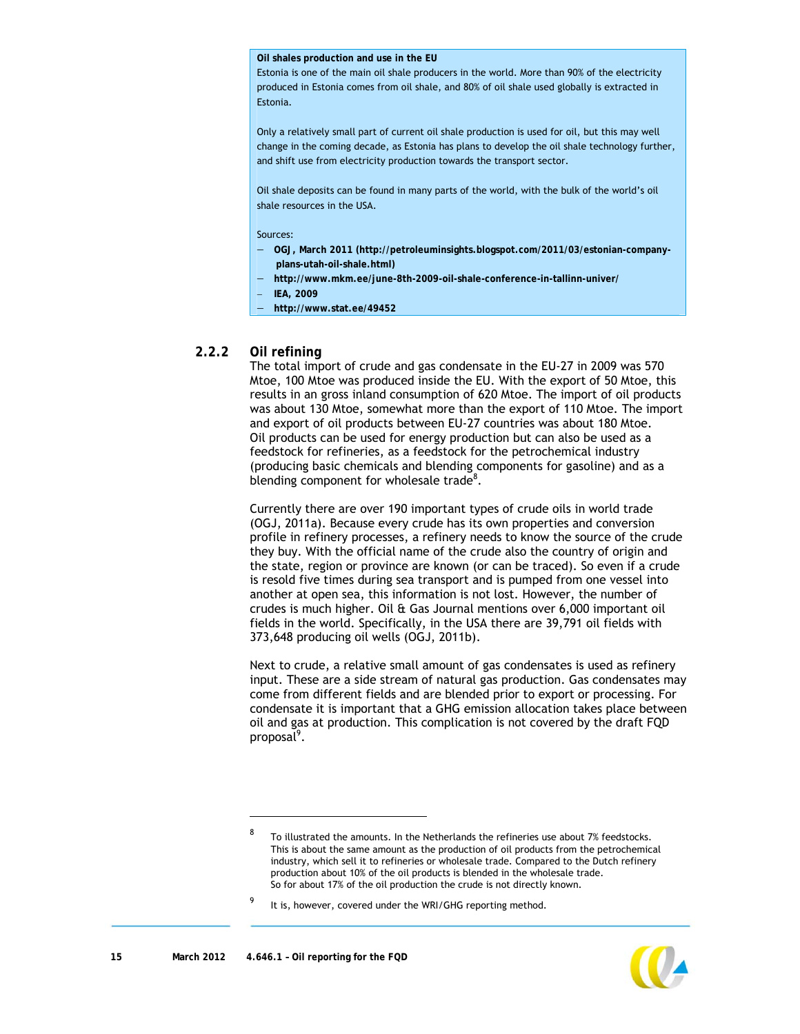**Oil shales production and use in the EU**

Estonia is one of the main oil shale producers in the world. More than 90% of the electricity produced in Estonia comes from oil shale, and 80% of oil shale used globally is extracted in Estonia.

Only a relatively small part of current oil shale production is used for oil, but this may well change in the coming decade, as Estonia has plans to develop the oil shale technology further, and shift use from electricity production towards the transport sector.

Oil shale deposits can be found in many parts of the world, with the bulk of the world's oil shale resources in the USA.

Sources:

- **OGJ, March 2011 (http://petroleuminsights.blogspot.com/2011/03/estonian-company-plans-utah-oil-shale.html)**
- **http://www.mkm.ee/june-8th-2009-oil-shale-conference-in-tallinn-univer/**
- **IEA, 2009**
- **http://www.stat.ee/49452**

### 2.2.2 Oil refining

The total import of crude and gas condensate in the EU-27 in 2009 was 570 Mtoe, 100 Mtoe was produced inside the EU. With the export of 50 Mtoe, this results in an gross inland consumption of 620 Mtoe. The import of oil products was about 130 Mtoe, somewhat more than the export of 110 Mtoe. The import and export of oil products between EU-27 countries was about 180 Mtoe. Oil products can be used for energy production but can also be used as a feedstock for refineries, as a feedstock for the petrochemical industry (producing basic chemicals and blending components for gasoline) and as a blending component for wholesale trade[8].

Currently there are over 190 important types of crude oils in world trade (OGJ, 2011a). Because every crude has its own properties and conversion profile in refinery processes, a refinery needs to know the source of the crude they buy. With the official name of the crude also the country of origin and the state, region or province are known (or can be traced). So even if a crude is resold five times during sea transport and is pumped from one vessel into another at open sea, this information is not lost. However, the number of crudes is much higher. Oil & Gas Journal mentions over 6,000 important oil fields in the world. Specifically, in the USA there are 39,791 oil fields with 373,648 producing oil wells (OGJ, 2011b).

Next to crude, a relative small amount of gas condensates is used as refinery input. These are a side stream of natural gas production. Gas condensates may come from different fields and are blended prior to export or processing. For condensate it is important that a GHG emission allocation takes place between oil and gas at production. This complication is not covered by the draft FQD proposal[9].

---

[8] To illustrated the amounts. In the Netherlands the refineries use about 7% feedstocks. This is about the same amount as the production of oil products from the petrochemical industry, which sell it to refineries or wholesale trade. Compared to the Dutch refinery production about 10% of the oil products is blended in the wholesale trade. So for about 17% of the oil production the crude is not directly known.

[9] It is, however, covered under the WRI/GHG reporting method.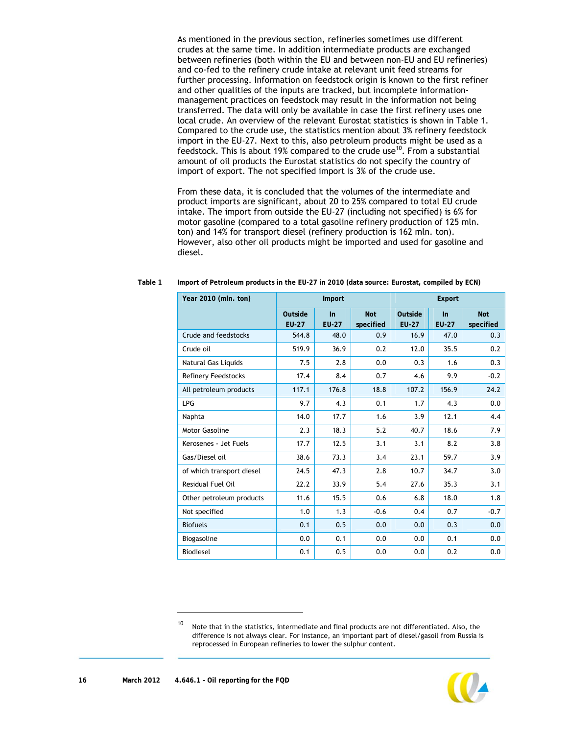As mentioned in the previous section, refineries sometimes use different crudes at the same time. In addition intermediate products are exchanged between refineries (both within the EU and between non-EU and EU refineries) and co-fed to the refinery crude intake at relevant unit feed streams for further processing. Information on feedstock origin is known to the first refiner and other qualities of the inputs are tracked, but incomplete information-management practices on feedstock may result in the information not being transferred. The data will only be available in case the first refinery uses one local crude. An overview of the relevant Eurostat statistics is shown in Table 1. Compared to the crude use, the statistics mention about 3% refinery feedstock import in the EU-27. Next to this, also petroleum products might be used as a feedstock. This is about 19% compared to the crude use[10]. From a substantial amount of oil products the Eurostat statistics do not specify the country of import of export. The not specified import is 3% of the crude use.

From these data, it is concluded that the volumes of the intermediate and product imports are significant, about 20 to 25% compared to total EU crude intake. The import from outside the EU-27 (including not specified) is 6% for motor gasoline (compared to a total gasoline refinery production of 125 mln. ton) and 14% for transport diesel (refinery production is 162 mln. ton). However, also other oil products might be imported and used for gasoline and diesel.

**Table 1 Import of Petroleum products in the EU-27 in 2010 (data source: Eurostat, compiled by ECN)**

| Year 2010 (mln. ton) | Import | | | Export | | |
|---|---|---|---|---|---|---|
| | Outside EU-27 | In EU-27 | Not specified | Outside EU-27 | In EU-27 | Not specified |
| Crude and feedstocks | 544.8 | 48.0 | 0.9 | 16.9 | 47.0 | 0.3 |
| Crude oil | 519.9 | 36.9 | 0.2 | 12.0 | 35.5 | 0.2 |
| Natural Gas Liquids | 7.5 | 2.8 | 0.0 | 0.3 | 1.6 | 0.3 |
| Refinery Feedstocks | 17.4 | 8.4 | 0.7 | 4.6 | 9.9 | -0.2 |
| All petroleum products | 117.1 | 176.8 | 18.8 | 107.2 | 156.9 | 24.2 |
| LPG | 9.7 | 4.3 | 0.1 | 1.7 | 4.3 | 0.0 |
| Naphta | 14.0 | 17.7 | 1.6 | 3.9 | 12.1 | 4.4 |
| Motor Gasoline | 2.3 | 18.3 | 5.2 | 40.7 | 18.6 | 7.9 |
| Kerosenes - Jet Fuels | 17.7 | 12.5 | 3.1 | 3.1 | 8.2 | 3.8 |
| Gas/Diesel oil | 38.6 | 73.3 | 3.4 | 23.1 | 59.7 | 3.9 |
| of which transport diesel | 24.5 | 47.3 | 2.8 | 10.7 | 34.7 | 3.0 |
| Residual Fuel Oil | 22.2 | 33.9 | 5.4 | 27.6 | 35.3 | 3.1 |
| Other petroleum products | 11.6 | 15.5 | 0.6 | 6.8 | 18.0 | 1.8 |
| Not specified | 1.0 | 1.3 | -0.6 | 0.4 | 0.7 | -0.7 |
| Biofuels | 0.1 | 0.5 | 0.0 | 0.0 | 0.3 | 0.0 |
| Biogasoline | 0.0 | 0.1 | 0.0 | 0.0 | 0.1 | 0.0 |
| Biodiesel | 0.1 | 0.5 | 0.0 | 0.0 | 0.2 | 0.0 |

[10] Note that in the statistics, intermediate and final products are not differentiated. Also, the difference is not always clear. For instance, an important part of diesel/gasoil from Russia is reprocessed in European refineries to lower the sulphur content.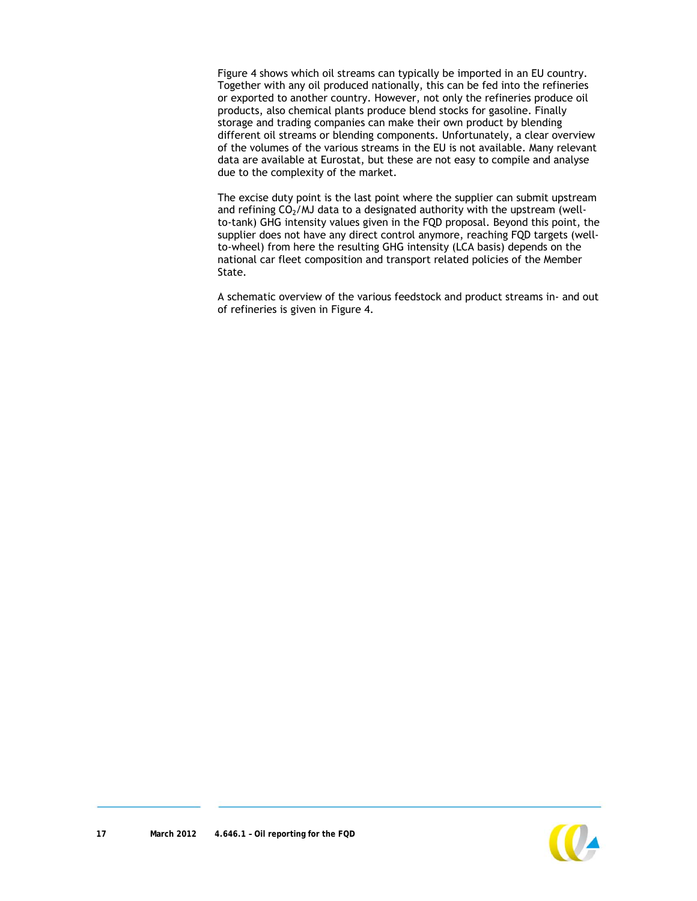Figure 4 shows which oil streams can typically be imported in an EU country. Together with any oil produced nationally, this can be fed into the refineries or exported to another country. However, not only the refineries produce oil products, also chemical plants produce blend stocks for gasoline. Finally storage and trading companies can make their own product by blending different oil streams or blending components. Unfortunately, a clear overview of the volumes of the various streams in the EU is not available. Many relevant data are available at Eurostat, but these are not easy to compile and analyse due to the complexity of the market.

The excise duty point is the last point where the supplier can submit upstream and refining $CO_2$/MJ data to a designated authority with the upstream (well-to-tank) GHG intensity values given in the FQD proposal. Beyond this point, the supplier does not have any direct control anymore, reaching FQD targets (well-to-wheel) from here the resulting GHG intensity (LCA basis) depends on the national car fleet composition and transport related policies of the Member State.

A schematic overview of the various feedstock and product streams in- and out of refineries is given in Figure 4.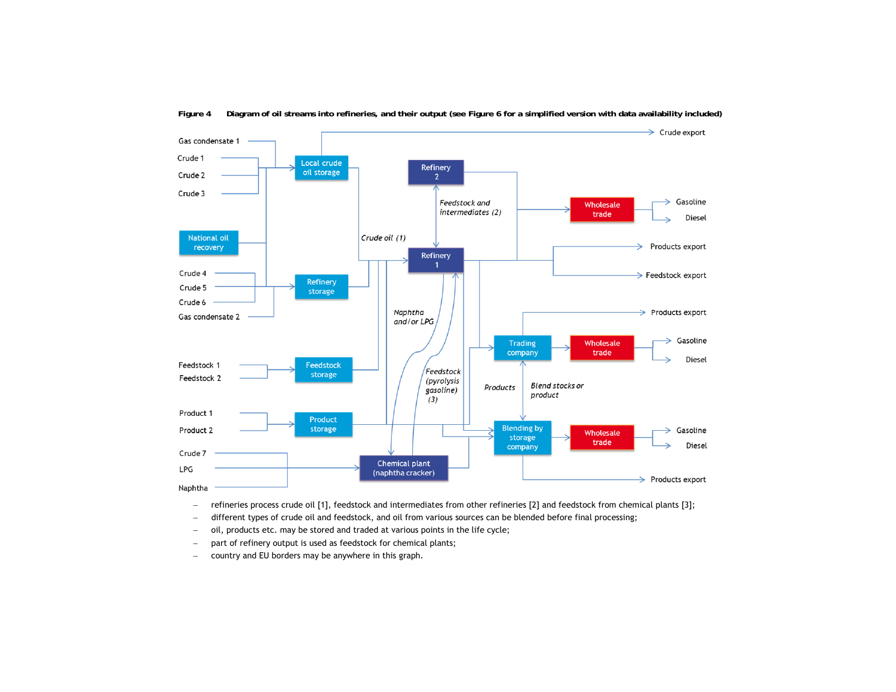**Figure 4 Diagram of oil streams into refineries, and their output (see Figure 6 for a simplified version with data availability included)**

- refineries process crude oil [1], feedstock and intermediates from other refineries [2] and feedstock from chemical plants [3];
- different types of crude oil and feedstock, and oil from various sources can be blended before final processing;
- oil, products etc. may be stored and traded at various points in the life cycle;
- part of refinery output is used as feedstock for chemical plants;
- country and EU borders may be anywhere in this graph.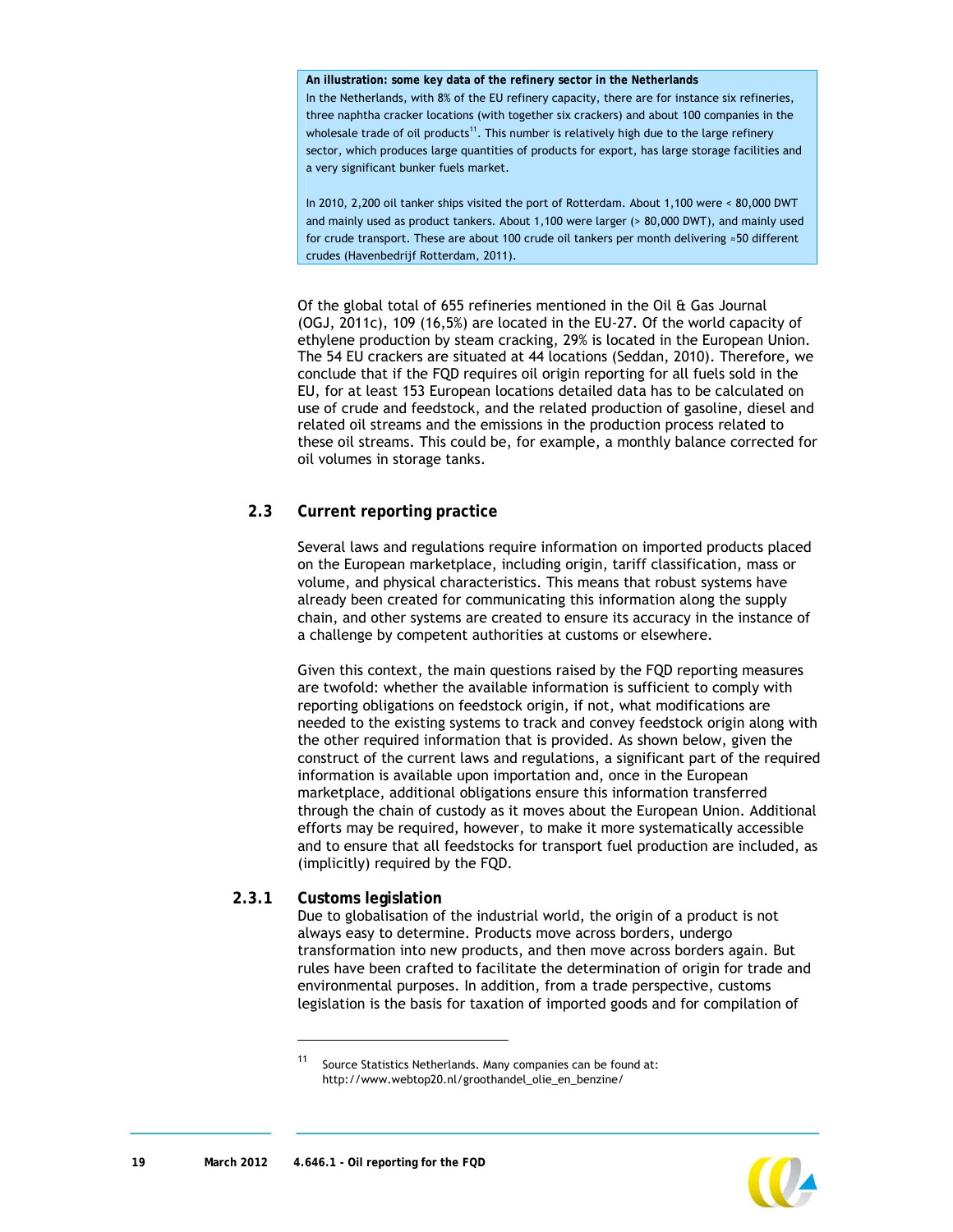**An illustration: some key data of the refinery sector in the Netherlands**

In the Netherlands, with 8% of the EU refinery capacity, there are for instance six refineries, three naphtha cracker locations (with together six crackers) and about 100 companies in the wholesale trade of oil products[11]. This number is relatively high due to the large refinery sector, which produces large quantities of products for export, has large storage facilities and a very significant bunker fuels market.

In 2010, 2,200 oil tanker ships visited the port of Rotterdam. About 1,100 were < 80,000 DWT and mainly used as product tankers. About 1,100 were larger (> 80,000 DWT), and mainly used for crude transport. These are about 100 crude oil tankers per month delivering ≈50 different crudes (Havenbedrijf Rotterdam, 2011).

Of the global total of 655 refineries mentioned in the Oil & Gas Journal (OGJ, 2011c), 109 (16,5%) are located in the EU-27. Of the world capacity of ethylene production by steam cracking, 29% is located in the European Union. The 54 EU crackers are situated at 44 locations (Seddan, 2010). Therefore, we conclude that if the FQD requires oil origin reporting for all fuels sold in the EU, for at least 153 European locations detailed data has to be calculated on use of crude and feedstock, and the related production of gasoline, diesel and related oil streams and the emissions in the production process related to these oil streams. This could be, for example, a monthly balance corrected for oil volumes in storage tanks.

## 2.3 Current reporting practice

Several laws and regulations require information on imported products placed on the European marketplace, including origin, tariff classification, mass or volume, and physical characteristics. This means that robust systems have already been created for communicating this information along the supply chain, and other systems are created to ensure its accuracy in the instance of a challenge by competent authorities at customs or elsewhere.

Given this context, the main questions raised by the FQD reporting measures are twofold: whether the available information is sufficient to comply with reporting obligations on feedstock origin, if not, what modifications are needed to the existing systems to track and convey feedstock origin along with the other required information that is provided. As shown below, given the construct of the current laws and regulations, a significant part of the required information is available upon importation and, once in the European marketplace, additional obligations ensure this information transferred through the chain of custody as it moves about the European Union. Additional efforts may be required, however, to make it more systematically accessible and to ensure that all feedstocks for transport fuel production are included, as (implicitly) required by the FQD.

### 2.3.1 Customs legislation

Due to globalisation of the industrial world, the origin of a product is not always easy to determine. Products move across borders, undergo transformation into new products, and then move across borders again. But rules have been crafted to facilitate the determination of origin for trade and environmental purposes. In addition, from a trade perspective, customs legislation is the basis for taxation of imported goods and for compilation of

---

[11] Source Statistics Netherlands. Many companies can be found at: http://www.webtop20.nl/groothandel_olie_en_benzine/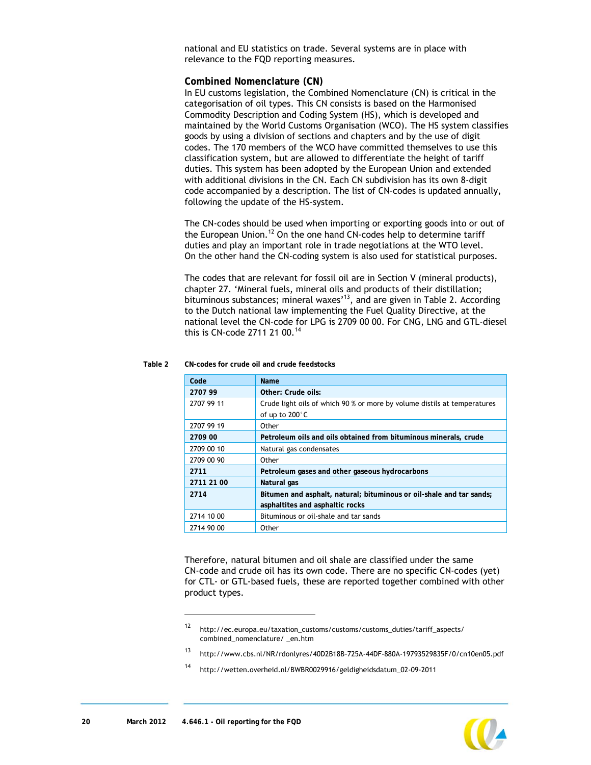national and EU statistics on trade. Several systems are in place with relevance to the FQD reporting measures.

### Combined Nomenclature (CN)

In EU customs legislation, the Combined Nomenclature (CN) is critical in the categorisation of oil types. This CN consists is based on the Harmonised Commodity Description and Coding System (HS), which is developed and maintained by the World Customs Organisation (WCO). The HS system classifies goods by using a division of sections and chapters and by the use of digit codes. The 170 members of the WCO have committed themselves to use this classification system, but are allowed to differentiate the height of tariff duties. This system has been adopted by the European Union and extended with additional divisions in the CN. Each CN subdivision has its own 8-digit code accompanied by a description. The list of CN-codes is updated annually, following the update of the HS-system.

The CN-codes should be used when importing or exporting goods into or out of the European Union.[12] On the one hand CN-codes help to determine tariff duties and play an important role in trade negotiations at the WTO level. On the other hand the CN-coding system is also used for statistical purposes.

The codes that are relevant for fossil oil are in Section V (mineral products), chapter 27. 'Mineral fuels, mineral oils and products of their distillation; bituminous substances; mineral waxes'[13], and are given in Table 2. According to the Dutch national law implementing the Fuel Quality Directive, at the national level the CN-code for LPG is 2709 00 00. For CNG, LNG and GTL-diesel this is CN-code 2711 21 00.[14]

**Table 2 CN-codes for crude oil and crude feedstocks**

| Code | Name |
|---|---|
| **2707 99** | **Other: Crude oils:** |
| 2707 99 11 | Crude light oils of which 90 % or more by volume distils at temperatures of up to 200°C |
| 2707 99 19 | Other |
| **2709 00** | **Petroleum oils and oils obtained from bituminous minerals, crude** |
| 2709 00 10 | Natural gas condensates |
| 2709 00 90 | Other |
| **2711** | **Petroleum gases and other gaseous hydrocarbons** |
| **2711 21 00** | **Natural gas** |
| **2714** | **Bitumen and asphalt, natural; bituminous or oil-shale and tar sands; asphaltites and asphaltic rocks** |
| 2714 10 00 | Bituminous or oil-shale and tar sands |
| 2714 90 00 | Other |

Therefore, natural bitumen and oil shale are classified under the same CN-code and crude oil has its own code. There are no specific CN-codes (yet) for CTL- or GTL-based fuels, these are reported together combined with other product types.

---

[12] http://ec.europa.eu/taxation_customs/customs/customs_duties/tariff_aspects/combined_nomenclature/ _en.htm

[13] http://www.cbs.nl/NR/rdonlyres/40D2B18B-725A-44DF-880A-19793529835F/0/cn10en05.pdf

[14] http://wetten.overheid.nl/BWBR0029916/geldigheidsdatum_02-09-2011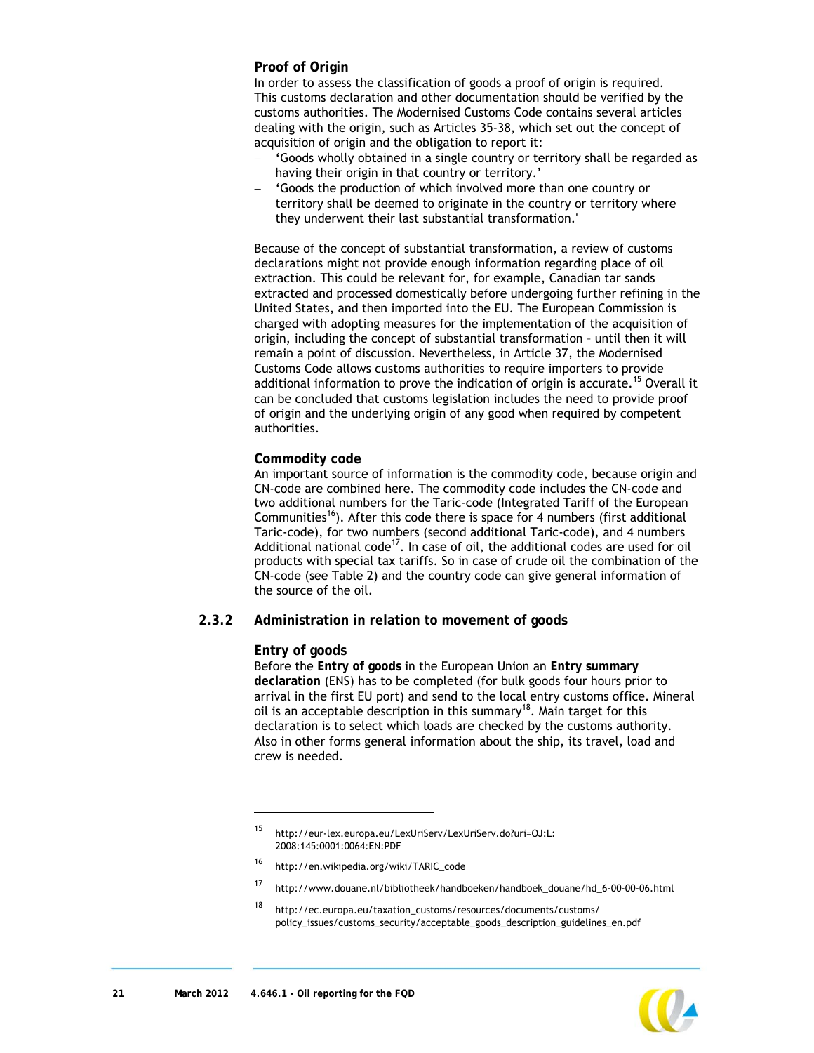**Proof of Origin**

In order to assess the classification of goods a proof of origin is required. This customs declaration and other documentation should be verified by the customs authorities. The Modernised Customs Code contains several articles dealing with the origin, such as Articles 35-38, which set out the concept of acquisition of origin and the obligation to report it:

- 'Goods wholly obtained in a single country or territory shall be regarded as having their origin in that country or territory.'
- 'Goods the production of which involved more than one country or territory shall be deemed to originate in the country or territory where they underwent their last substantial transformation.'

Because of the concept of substantial transformation, a review of customs declarations might not provide enough information regarding place of oil extraction. This could be relevant for, for example, Canadian tar sands extracted and processed domestically before undergoing further refining in the United States, and then imported into the EU. The European Commission is charged with adopting measures for the implementation of the acquisition of origin, including the concept of substantial transformation – until then it will remain a point of discussion. Nevertheless, in Article 37, the Modernised Customs Code allows customs authorities to require importers to provide additional information to prove the indication of origin is accurate.[15] Overall it can be concluded that customs legislation includes the need to provide proof of origin and the underlying origin of any good when required by competent authorities.

**Commodity code**

An important source of information is the commodity code, because origin and CN-code are combined here. The commodity code includes the CN-code and two additional numbers for the Taric-code (Integrated Tariff of the European Communities[16]). After this code there is space for 4 numbers (first additional Taric-code), for two numbers (second additional Taric-code), and 4 numbers Additional national code[17]. In case of oil, the additional codes are used for oil products with special tax tariffs. So in case of crude oil the combination of the CN-code (see Table 2) and the country code can give general information of the source of the oil.

### 2.3.2 Administration in relation to movement of goods

**Entry of goods**

Before the **Entry of goods** in the European Union an **Entry summary declaration** (ENS) has to be completed (for bulk goods four hours prior to arrival in the first EU port) and send to the local entry customs office. Mineral oil is an acceptable description in this summary[18]. Main target for this declaration is to select which loads are checked by the customs authority. Also in other forms general information about the ship, its travel, load and crew is needed.

---

[15] http://eur-lex.europa.eu/LexUriServ/LexUriServ.do?uri=OJ:L:2008:145:0001:0064:EN:PDF

[16] http://en.wikipedia.org/wiki/TARIC_code

[17] http://www.douane.nl/bibliotheek/handboeken/handboek_douane/hd_6-00-00-06.html

[18] http://ec.europa.eu/taxation_customs/resources/documents/customs/policy_issues/customs_security/acceptable_goods_description_guidelines_en.pdf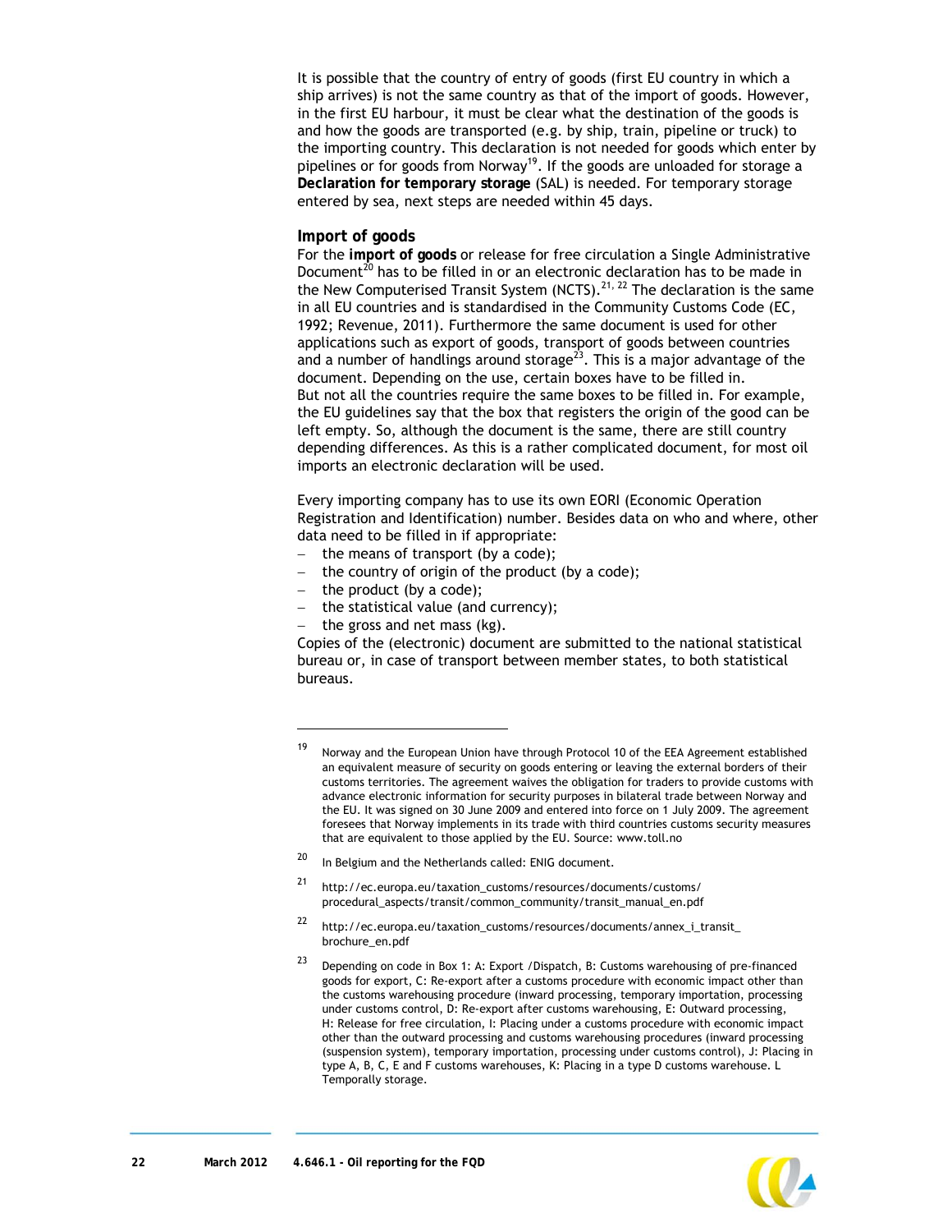It is possible that the country of entry of goods (first EU country in which a ship arrives) is not the same country as that of the import of goods. However, in the first EU harbour, it must be clear what the destination of the goods is and how the goods are transported (e.g. by ship, train, pipeline or truck) to the importing country. This declaration is not needed for goods which enter by pipelines or for goods from Norway[19]. If the goods are unloaded for storage a **Declaration for temporary storage** (SAL) is needed. For temporary storage entered by sea, next steps are needed within 45 days.

### Import of goods

For the **import of goods** or release for free circulation a Single Administrative Document[20] has to be filled in or an electronic declaration has to be made in the New Computerised Transit System (NCTS).[21, 22] The declaration is the same in all EU countries and is standardised in the Community Customs Code (EC, 1992; Revenue, 2011). Furthermore the same document is used for other applications such as export of goods, transport of goods between countries and a number of handlings around storage[23]. This is a major advantage of the document. Depending on the use, certain boxes have to be filled in. But not all the countries require the same boxes to be filled in. For example, the EU guidelines say that the box that registers the origin of the good can be left empty. So, although the document is the same, there are still country depending differences. As this is a rather complicated document, for most oil imports an electronic declaration will be used.

Every importing company has to use its own EORI (Economic Operation Registration and Identification) number. Besides data on who and where, other data need to be filled in if appropriate:

- the means of transport (by a code);
- the country of origin of the product (by a code);
- the product (by a code);
- the statistical value (and currency);
- the gross and net mass (kg).

Copies of the (electronic) document are submitted to the national statistical bureau or, in case of transport between member states, to both statistical bureaus.

---

[19] Norway and the European Union have through Protocol 10 of the EEA Agreement established an equivalent measure of security on goods entering or leaving the external borders of their customs territories. The agreement waives the obligation for traders to provide customs with advance electronic information for security purposes in bilateral trade between Norway and the EU. It was signed on 30 June 2009 and entered into force on 1 July 2009. The agreement foresees that Norway implements in its trade with third countries customs security measures that are equivalent to those applied by the EU. Source: www.toll.no

[20] In Belgium and the Netherlands called: ENIG document.

[21] http://ec.europa.eu/taxation_customs/resources/documents/customs/procedural_aspects/transit/common_community/transit_manual_en.pdf

[22] http://ec.europa.eu/taxation_customs/resources/documents/annex_i_transit_brochure_en.pdf

[23] Depending on code in Box 1: A: Export /Dispatch, B: Customs warehousing of pre-financed goods for export, C: Re-export after a customs procedure with economic impact other than the customs warehousing procedure (inward processing, temporary importation, processing under customs control), D: Re-export after customs warehousing, E: Outward processing, H: Release for free circulation, I: Placing under a customs procedure with economic impact other than the outward processing and customs warehousing procedures (inward processing (suspension system), temporary importation, processing under customs control), J: Placing in type A, B, C, E and F customs warehouses, K: Placing in a type D customs warehouse. L Temporally storage.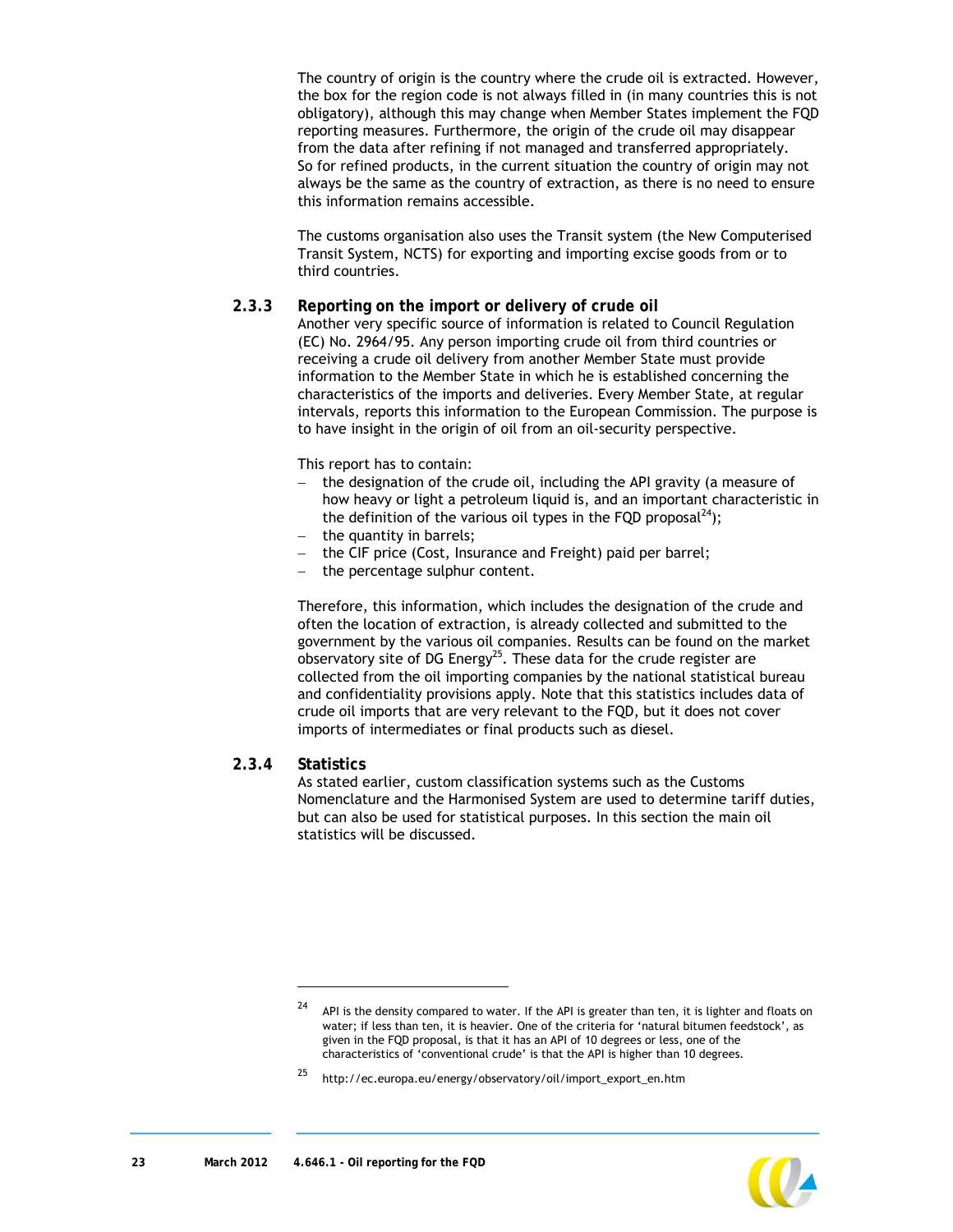The country of origin is the country where the crude oil is extracted. However, the box for the region code is not always filled in (in many countries this is not obligatory), although this may change when Member States implement the FQD reporting measures. Furthermore, the origin of the crude oil may disappear from the data after refining if not managed and transferred appropriately. So for refined products, in the current situation the country of origin may not always be the same as the country of extraction, as there is no need to ensure this information remains accessible.

The customs organisation also uses the Transit system (the New Computerised Transit System, NCTS) for exporting and importing excise goods from or to third countries.

### 2.3.3 Reporting on the import or delivery of crude oil

Another very specific source of information is related to Council Regulation (EC) No. 2964/95. Any person importing crude oil from third countries or receiving a crude oil delivery from another Member State must provide information to the Member State in which he is established concerning the characteristics of the imports and deliveries. Every Member State, at regular intervals, reports this information to the European Commission. The purpose is to have insight in the origin of oil from an oil-security perspective.

This report has to contain:

- the designation of the crude oil, including the API gravity (a measure of how heavy or light a petroleum liquid is, and an important characteristic in the definition of the various oil types in the FQD proposal[24]);
- the quantity in barrels;
- the CIF price (Cost, Insurance and Freight) paid per barrel;
- the percentage sulphur content.

Therefore, this information, which includes the designation of the crude and often the location of extraction, is already collected and submitted to the government by the various oil companies. Results can be found on the market observatory site of DG Energy[25]. These data for the crude register are collected from the oil importing companies by the national statistical bureau and confidentiality provisions apply. Note that this statistics includes data of crude oil imports that are very relevant to the FQD, but it does not cover imports of intermediates or final products such as diesel.

### 2.3.4 Statistics

As stated earlier, custom classification systems such as the Customs Nomenclature and the Harmonised System are used to determine tariff duties, but can also be used for statistical purposes. In this section the main oil statistics will be discussed.

---

[24] API is the density compared to water. If the API is greater than ten, it is lighter and floats on water; if less than ten, it is heavier. One of the criteria for 'natural bitumen feedstock', as given in the FQD proposal, is that it has an API of 10 degrees or less, one of the characteristics of 'conventional crude' is that the API is higher than 10 degrees.

[25] http://ec.europa.eu/energy/observatory/oil/import_export_en.htm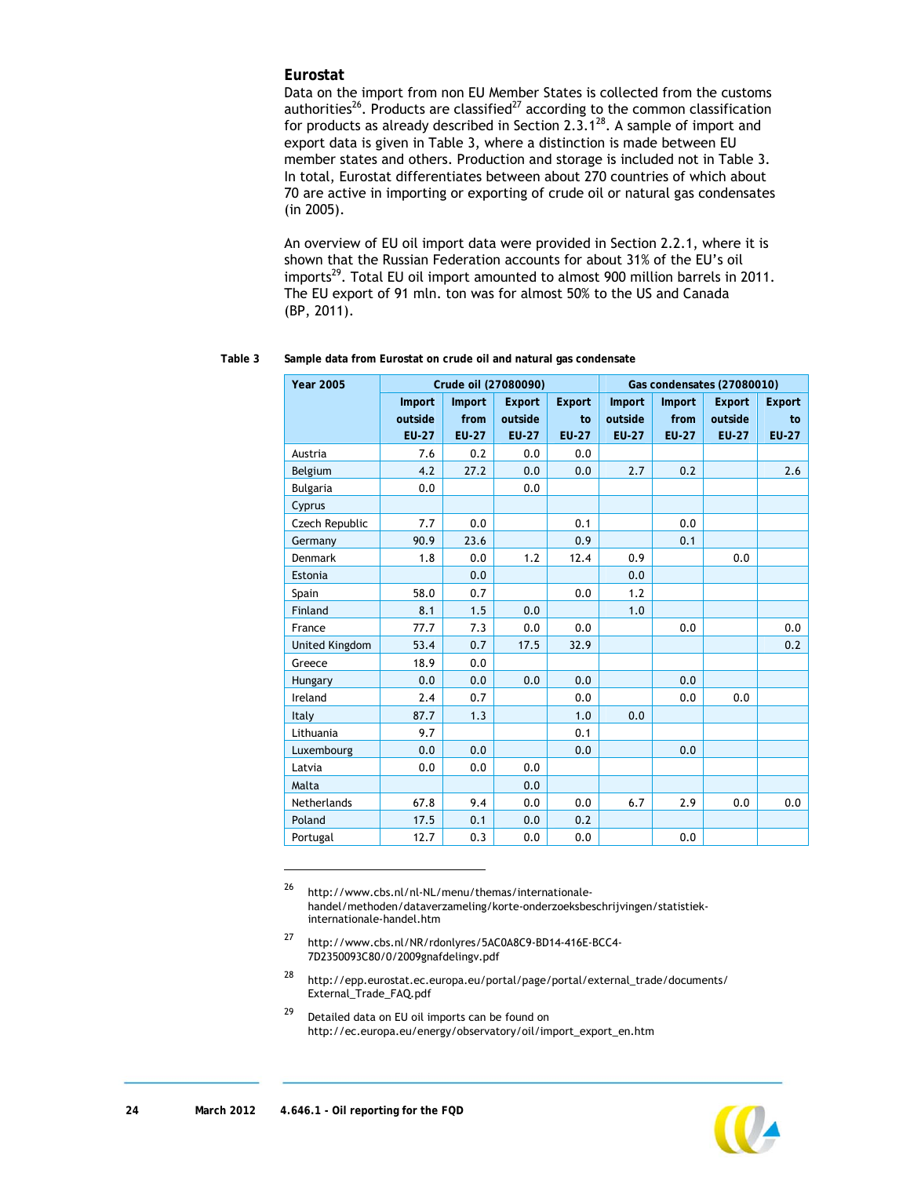### Eurostat

Data on the import from non EU Member States is collected from the customs authorities[26]. Products are classified[27] according to the common classification for products as already described in Section 2.3.1[28]. A sample of import and export data is given in Table 3, where a distinction is made between EU member states and others. Production and storage is included not in Table 3. In total, Eurostat differentiates between about 270 countries of which about 70 are active in importing or exporting of crude oil or natural gas condensates (in 2005).

An overview of EU oil import data were provided in Section 2.2.1, where it is shown that the Russian Federation accounts for about 31% of the EU's oil imports[29]. Total EU oil import amounted to almost 900 million barrels in 2011. The EU export of 91 mln. ton was for almost 50% to the US and Canada (BP, 2011).

**Table 3 Sample data from Eurostat on crude oil and natural gas condensate**

| Year 2005 | Crude oil (27080090) | | | | Gas condensates (27080010) | | | |
|---|---|---|---|---|---|---|---|---|
| | Import outside EU-27 | Import from EU-27 | Export outside EU-27 | Export to EU-27 | Import outside EU-27 | Import from EU-27 | Export outside EU-27 | Export to EU-27 |
| Austria | 7.6 | 0.2 | 0.0 | 0.0 | | | | |
| Belgium | 4.2 | 27.2 | 0.0 | 0.0 | 2.7 | 0.2 | | 2.6 |
| Bulgaria | 0.0 | | 0.0 | | | | | |
| Cyprus | | | | | | | | |
| Czech Republic | 7.7 | 0.0 | | 0.1 | | 0.0 | | |
| Germany | 90.9 | 23.6 | | 0.9 | | 0.1 | | |
| Denmark | 1.8 | 0.0 | 1.2 | 12.4 | 0.9 | | 0.0 | |
| Estonia | | 0.0 | | | 0.0 | | | |
| Spain | 58.0 | 0.7 | | 0.0 | 1.2 | | | |
| Finland | 8.1 | 1.5 | 0.0 | | 1.0 | | | |
| France | 77.7 | 7.3 | 0.0 | 0.0 | | 0.0 | | 0.0 |
| United Kingdom | 53.4 | 0.7 | 17.5 | 32.9 | | | | 0.2 |
| Greece | 18.9 | 0.0 | | | | | | |
| Hungary | 0.0 | 0.0 | 0.0 | 0.0 | | 0.0 | | |
| Ireland | 2.4 | 0.7 | | 0.0 | | 0.0 | 0.0 | |
| Italy | 87.7 | 1.3 | | 1.0 | 0.0 | | | |
| Lithuania | 9.7 | | | 0.1 | | | | |
| Luxembourg | 0.0 | 0.0 | | 0.0 | | 0.0 | | |
| Latvia | 0.0 | 0.0 | 0.0 | | | | | |
| Malta | | | 0.0 | | | | | |
| Netherlands | 67.8 | 9.4 | 0.0 | 0.0 | 6.7 | 2.9 | 0.0 | 0.0 |
| Poland | 17.5 | 0.1 | 0.0 | 0.2 | | | | |
| Portugal | 12.7 | 0.3 | 0.0 | 0.0 | | 0.0 | | |

[26] http://www.cbs.nl/nl-NL/menu/themas/internationale-handel/methoden/dataverzameling/korte-onderzoeksbeschrijvingen/statistiek-internationale-handel.htm

[27] http://www.cbs.nl/NR/rdonlyres/5AC0A8C9-BD14-416E-BCC4-7D2350093C80/0/2009gnafdelingv.pdf

[28] http://epp.eurostat.ec.europa.eu/portal/page/portal/external_trade/documents/External_Trade_FAQ.pdf

[29] Detailed data on EU oil imports can be found on http://ec.europa.eu/energy/observatory/oil/import_export_en.htm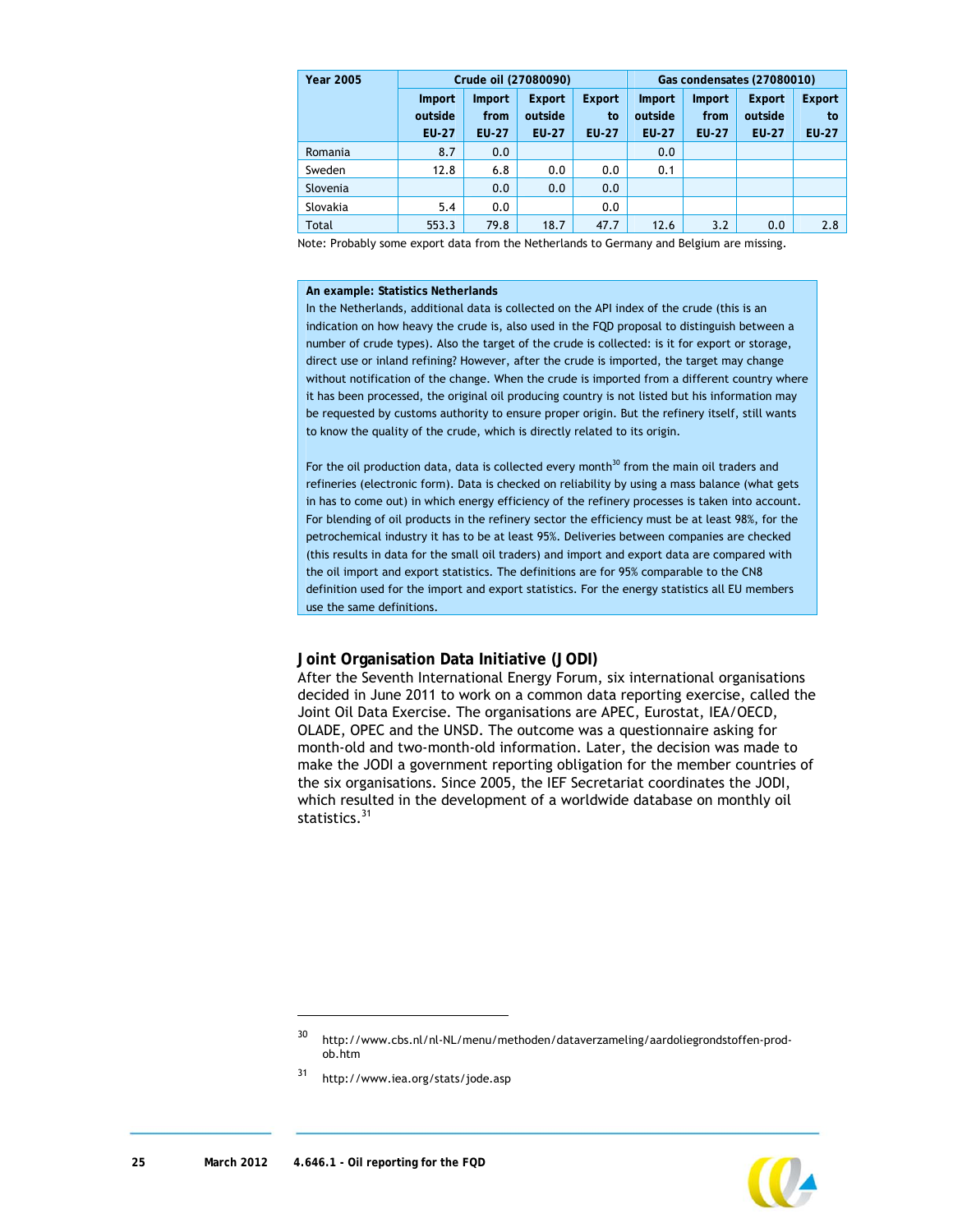| Year 2005 | Crude oil (27080090) | | | | Gas condensates (27080010) | | | |
|---|---|---|---|---|---|---|---|---|
| | Import outside EU-27 | Import from EU-27 | Export outside EU-27 | Export to EU-27 | Import outside EU-27 | Import from EU-27 | Export outside EU-27 | Export to EU-27 |
| Romania | 8.7 | 0.0 | | | 0.0 | | | |
| Sweden | 12.8 | 6.8 | 0.0 | 0.0 | 0.1 | | | |
| Slovenia | | 0.0 | 0.0 | 0.0 | | | | |
| Slovakia | 5.4 | 0.0 | | 0.0 | | | | |
| Total | 553.3 | 79.8 | 18.7 | 47.7 | 12.6 | 3.2 | 0.0 | 2.8 |

Note: Probably some export data from the Netherlands to Germany and Belgium are missing.

**An example: Statistics Netherlands**

In the Netherlands, additional data is collected on the API index of the crude (this is an indication on how heavy the crude is, also used in the FQD proposal to distinguish between a number of crude types). Also the target of the crude is collected: is it for export or storage, direct use or inland refining? However, after the crude is imported, the target may change without notification of the change. When the crude is imported from a different country where it has been processed, the original oil producing country is not listed but his information may be requested by customs authority to ensure proper origin. But the refinery itself, still wants to know the quality of the crude, which is directly related to its origin.

For the oil production data, data is collected every month[30] from the main oil traders and refineries (electronic form). Data is checked on reliability by using a mass balance (what gets in has to come out) in which energy efficiency of the refinery processes is taken into account. For blending of oil products in the refinery sector the efficiency must be at least 98%, for the petrochemical industry it has to be at least 95%. Deliveries between companies are checked (this results in data for the small oil traders) and import and export data are compared with the oil import and export statistics. The definitions are for 95% comparable to the CN8 definition used for the import and export statistics. For the energy statistics all EU members use the same definitions.

## Joint Organisation Data Initiative (JODI)

After the Seventh International Energy Forum, six international organisations decided in June 2011 to work on a common data reporting exercise, called the Joint Oil Data Exercise. The organisations are APEC, Eurostat, IEA/OECD, OLADE, OPEC and the UNSD. The outcome was a questionnaire asking for month-old and two-month-old information. Later, the decision was made to make the JODI a government reporting obligation for the member countries of the six organisations. Since 2005, the IEF Secretariat coordinates the JODI, which resulted in the development of a worldwide database on monthly oil statistics.[31]

---

[30] http://www.cbs.nl/nl-NL/menu/methoden/dataverzameling/aardoliegrondstoffen-prod-ob.htm

[31] http://www.iea.org/stats/jode.asp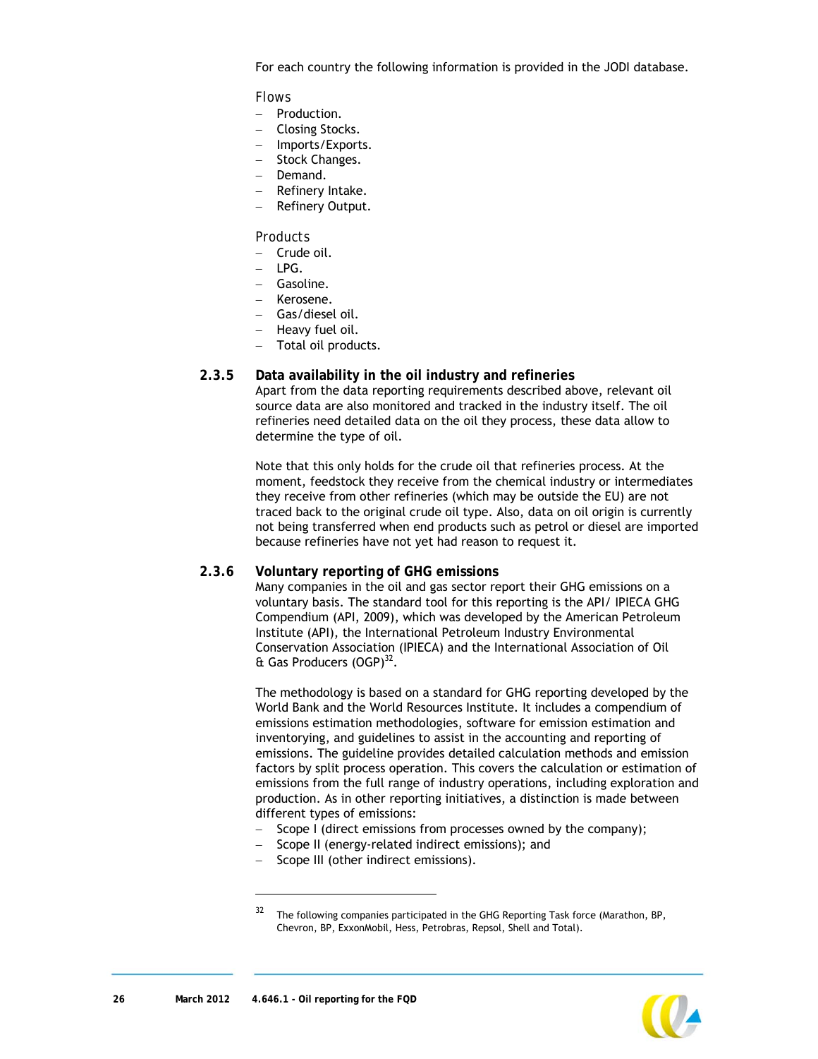For each country the following information is provided in the JODI database.

Flows

- Production.
- Closing Stocks.
- Imports/Exports.
- Stock Changes.
- Demand.
- Refinery Intake.
- Refinery Output.

Products

- Crude oil.
- LPG.
- Gasoline.
- Kerosene.
- Gas/diesel oil.
- Heavy fuel oil.
- Total oil products.

### 2.3.5 Data availability in the oil industry and refineries

Apart from the data reporting requirements described above, relevant oil source data are also monitored and tracked in the industry itself. The oil refineries need detailed data on the oil they process, these data allow to determine the type of oil.

Note that this only holds for the crude oil that refineries process. At the moment, feedstock they receive from the chemical industry or intermediates they receive from other refineries (which may be outside the EU) are not traced back to the original crude oil type. Also, data on oil origin is currently not being transferred when end products such as petrol or diesel are imported because refineries have not yet had reason to request it.

### 2.3.6 Voluntary reporting of GHG emissions

Many companies in the oil and gas sector report their GHG emissions on a voluntary basis. The standard tool for this reporting is the API/ IPIECA GHG Compendium (API, 2009), which was developed by the American Petroleum Institute (API), the International Petroleum Industry Environmental Conservation Association (IPIECA) and the International Association of Oil & Gas Producers (OGP)[32].

The methodology is based on a standard for GHG reporting developed by the World Bank and the World Resources Institute. It includes a compendium of emissions estimation methodologies, software for emission estimation and inventorying, and guidelines to assist in the accounting and reporting of emissions. The guideline provides detailed calculation methods and emission factors by split process operation. This covers the calculation or estimation of emissions from the full range of industry operations, including exploration and production. As in other reporting initiatives, a distinction is made between different types of emissions:

- Scope I (direct emissions from processes owned by the company);
- Scope II (energy-related indirect emissions); and
- Scope III (other indirect emissions).

---

[32] The following companies participated in the GHG Reporting Task force (Marathon, BP, Chevron, BP, ExxonMobil, Hess, Petrobras, Repsol, Shell and Total).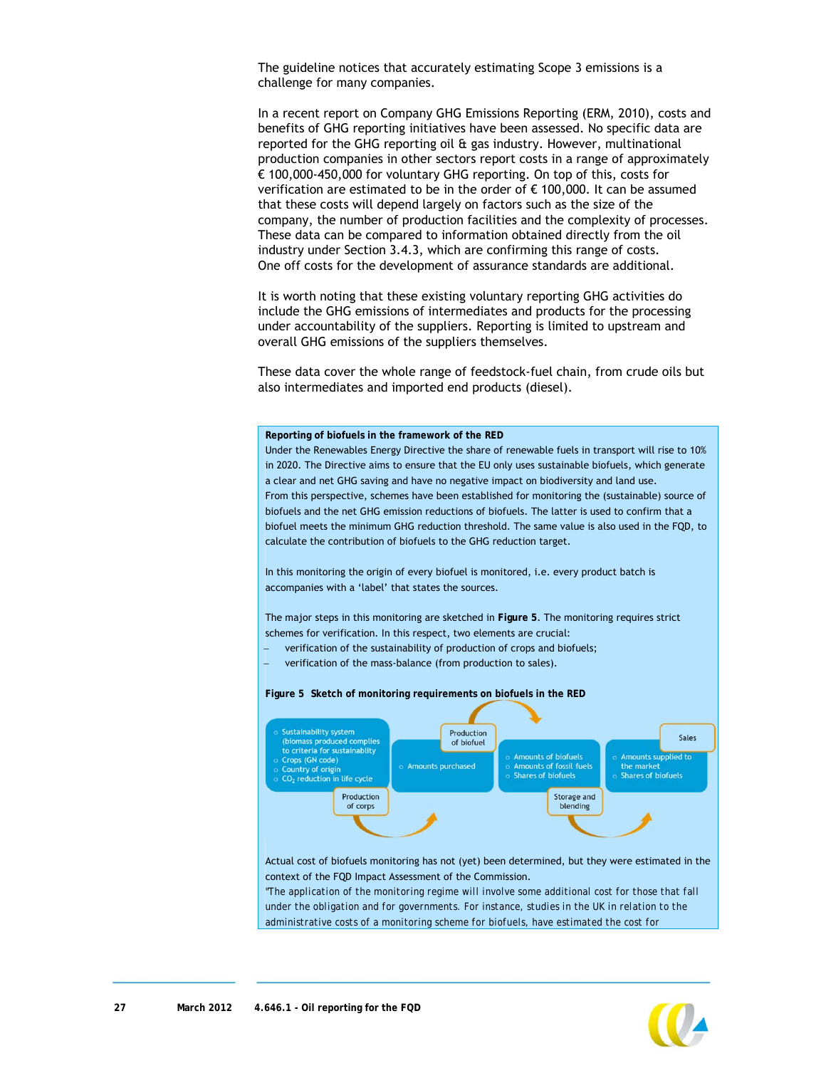The guideline notices that accurately estimating Scope 3 emissions is a challenge for many companies.

In a recent report on Company GHG Emissions Reporting (ERM, 2010), costs and benefits of GHG reporting initiatives have been assessed. No specific data are reported for the GHG reporting oil & gas industry. However, multinational production companies in other sectors report costs in a range of approximately € 100,000-450,000 for voluntary GHG reporting. On top of this, costs for verification are estimated to be in the order of € 100,000. It can be assumed that these costs will depend largely on factors such as the size of the company, the number of production facilities and the complexity of processes. These data can be compared to information obtained directly from the oil industry under Section 3.4.3, which are confirming this range of costs. One off costs for the development of assurance standards are additional.

It is worth noting that these existing voluntary reporting GHG activities do include the GHG emissions of intermediates and products for the processing under accountability of the suppliers. Reporting is limited to upstream and overall GHG emissions of the suppliers themselves.

These data cover the whole range of feedstock-fuel chain, from crude oils but also intermediates and imported end products (diesel).

**Reporting of biofuels in the framework of the RED**

Under the Renewables Energy Directive the share of renewable fuels in transport will rise to 10% in 2020. The Directive aims to ensure that the EU only uses sustainable biofuels, which generate a clear and net GHG saving and have no negative impact on biodiversity and land use.
From this perspective, schemes have been established for monitoring the (sustainable) source of biofuels and the net GHG emission reductions of biofuels. The latter is used to confirm that a biofuel meets the minimum GHG reduction threshold. The same value is also used in the FQD, to calculate the contribution of biofuels to the GHG reduction target.

In this monitoring the origin of every biofuel is monitored, i.e. every product batch is accompanies with a 'label' that states the sources.

The major steps in this monitoring are sketched in **Figure 5**. The monitoring requires strict schemes for verification. In this respect, two elements are crucial:

- verification of the sustainability of production of crops and biofuels;
- verification of the mass-balance (from production to sales).

**Figure 5 Sketch of monitoring requirements on biofuels in the RED**

- Sustainability system (biomass produced complies to criteria for sustainablity
- Crops (GN code)
- Country of origin
- $CO_2$ reduction in life cycle

Production of corps

- Amounts purchased

Production of biofuel

- Amounts of biofuels
- Amounts of fossil fuels
- Shares of biofuels

Storage and blending

Sales

- Amounts supplied to the market
- Shares of biofuels

Actual cost of biofuels monitoring has not (yet) been determined, but they were estimated in the context of the FQD Impact Assessment of the Commission.
"The application of the monitoring regime will involve some additional cost for those that fall under the obligation and for governments. For instance, studies in the UK in relation to the administrative costs of a monitoring scheme for biofuels, have estimated the cost for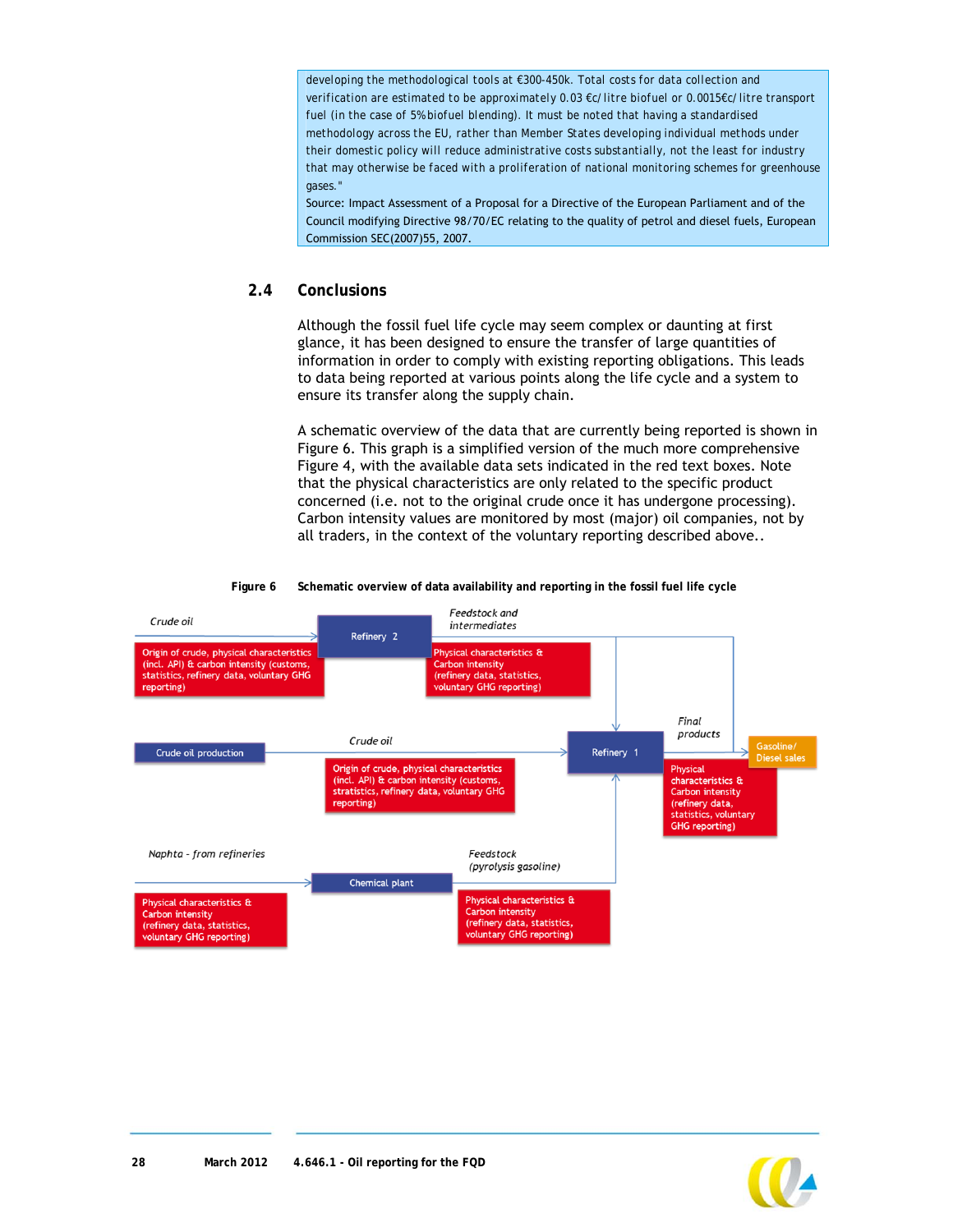developing the methodological tools at €300-450k. Total costs for data collection and verification are estimated to be approximately 0.03 €c/ litre biofuel or 0.0015€c/ litre transport fuel (in the case of 5% biofuel blending). It must be noted that having a standardised methodology across the EU, rather than Member States developing individual methods under their domestic policy will reduce administrative costs substantially, not the least for industry that may otherwise be faced with a proliferation of national monitoring schemes for greenhouse gases."

Source: Impact Assessment of a Proposal for a Directive of the European Parliament and of the Council modifying Directive 98/70/EC relating to the quality of petrol and diesel fuels, European Commission SEC(2007)55, 2007.

## 2.4 Conclusions

Although the fossil fuel life cycle may seem complex or daunting at first glance, it has been designed to ensure the transfer of large quantities of information in order to comply with existing reporting obligations. This leads to data being reported at various points along the life cycle and a system to ensure its transfer along the supply chain.

A schematic overview of the data that are currently being reported is shown in Figure 6. This graph is a simplified version of the much more comprehensive Figure 4, with the available data sets indicated in the red text boxes. Note that the physical characteristics are only related to the specific product concerned (i.e. not to the original crude once it has undergone processing). Carbon intensity values are monitored by most (major) oil companies, not by all traders, in the context of the voluntary reporting described above..

**Figure 6 Schematic overview of data availability and reporting in the fossil fuel life cycle**

*Crude oil* → Refinery 2
Origin of crude, physical characteristics (incl. API) & carbon intensity (customs, statistics, refinery data, voluntary GHG reporting)

Refinery 2 → *Feedstock and intermediates* → Refinery 1
Physical characteristics & Carbon intensity (refinery data, statistics, voluntary GHG reporting)

Crude oil production → *Crude oil* → Refinery 1
Origin of crude, physical characteristics (incl. API) & carbon intensity (customs, stratistics, refinery data, voluntary GHG reporting)

Refinery 1 → *Final products* → Gasoline/ Diesel sales
Physical characteristics & Carbon intensity (refinery data, statistics, voluntary GHG reporting)

*Naphta - from refineries* → Chemical plant
Physical characteristics & Carbon intensity (refinery data, statistics, voluntary GHG reporting)

Chemical plant → *Feedstock (pyrolysis gasoline)* → Refinery 1
Physical characteristics & Carbon intensity (refinery data, statistics, voluntary GHG reporting)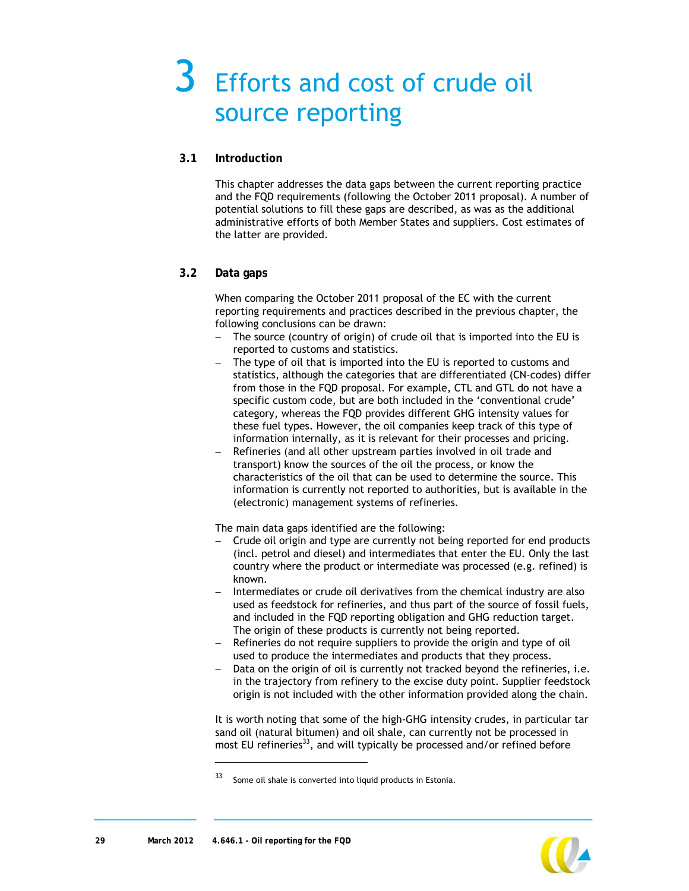# 3 Efforts and cost of crude oil source reporting

## 3.1 Introduction

This chapter addresses the data gaps between the current reporting practice and the FQD requirements (following the October 2011 proposal). A number of potential solutions to fill these gaps are described, as was as the additional administrative efforts of both Member States and suppliers. Cost estimates of the latter are provided.

## 3.2 Data gaps

When comparing the October 2011 proposal of the EC with the current reporting requirements and practices described in the previous chapter, the following conclusions can be drawn:

- The source (country of origin) of crude oil that is imported into the EU is reported to customs and statistics.
- The type of oil that is imported into the EU is reported to customs and statistics, although the categories that are differentiated (CN-codes) differ from those in the FQD proposal. For example, CTL and GTL do not have a specific custom code, but are both included in the 'conventional crude' category, whereas the FQD provides different GHG intensity values for these fuel types. However, the oil companies keep track of this type of information internally, as it is relevant for their processes and pricing.
- Refineries (and all other upstream parties involved in oil trade and transport) know the sources of the oil the process, or know the characteristics of the oil that can be used to determine the source. This information is currently not reported to authorities, but is available in the (electronic) management systems of refineries.

The main data gaps identified are the following:

- Crude oil origin and type are currently not being reported for end products (incl. petrol and diesel) and intermediates that enter the EU. Only the last country where the product or intermediate was processed (e.g. refined) is known.
- Intermediates or crude oil derivatives from the chemical industry are also used as feedstock for refineries, and thus part of the source of fossil fuels, and included in the FQD reporting obligation and GHG reduction target. The origin of these products is currently not being reported.
- Refineries do not require suppliers to provide the origin and type of oil used to produce the intermediates and products that they process.
- Data on the origin of oil is currently not tracked beyond the refineries, i.e. in the trajectory from refinery to the excise duty point. Supplier feedstock origin is not included with the other information provided along the chain.

It is worth noting that some of the high-GHG intensity crudes, in particular tar sand oil (natural bitumen) and oil shale, can currently not be processed in most EU refineries[33], and will typically be processed and/or refined before

[33] Some oil shale is converted into liquid products in Estonia.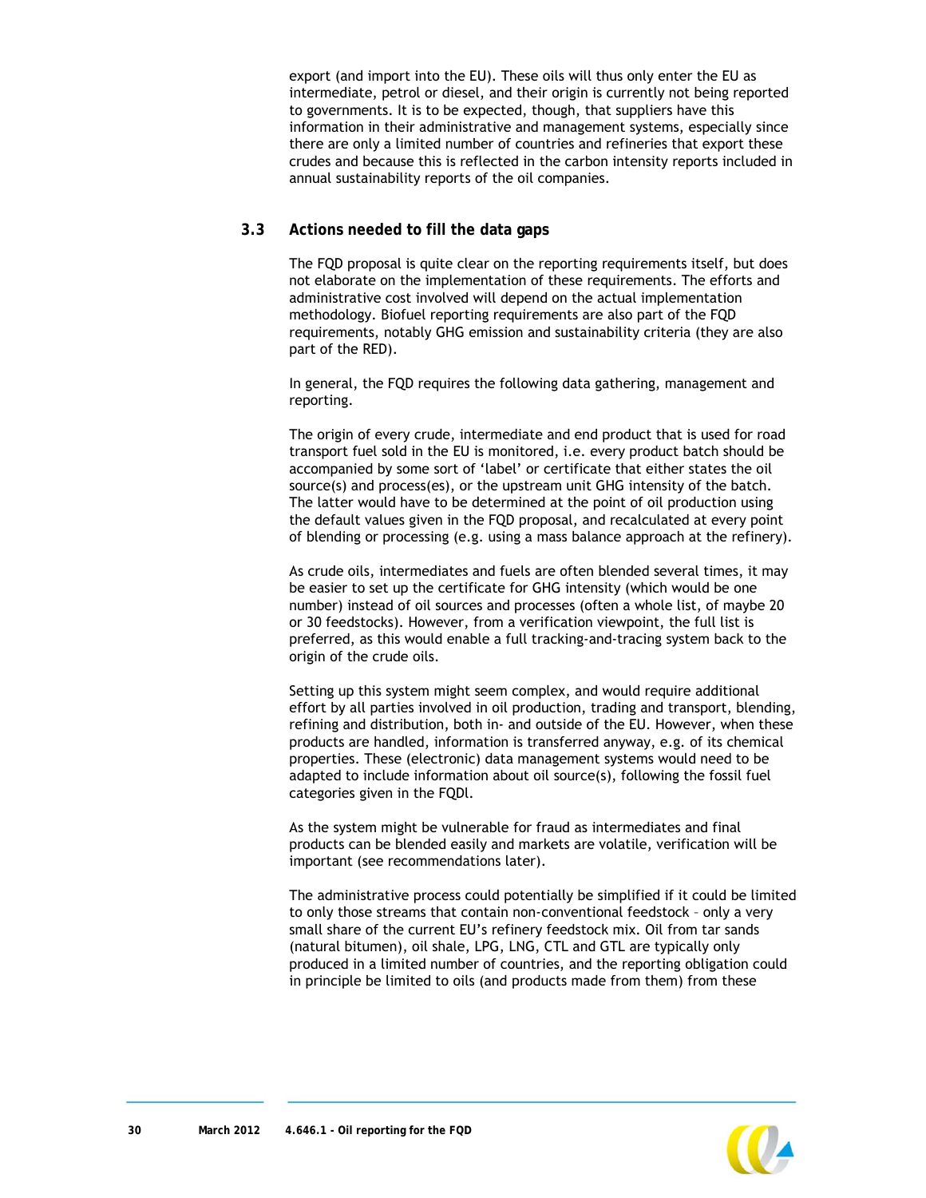export (and import into the EU). These oils will thus only enter the EU as intermediate, petrol or diesel, and their origin is currently not being reported to governments. It is to be expected, though, that suppliers have this information in their administrative and management systems, especially since there are only a limited number of countries and refineries that export these crudes and because this is reflected in the carbon intensity reports included in annual sustainability reports of the oil companies.

## 3.3 Actions needed to fill the data gaps

The FQD proposal is quite clear on the reporting requirements itself, but does not elaborate on the implementation of these requirements. The efforts and administrative cost involved will depend on the actual implementation methodology. Biofuel reporting requirements are also part of the FQD requirements, notably GHG emission and sustainability criteria (they are also part of the RED).

In general, the FQD requires the following data gathering, management and reporting.

The origin of every crude, intermediate and end product that is used for road transport fuel sold in the EU is monitored, i.e. every product batch should be accompanied by some sort of 'label' or certificate that either states the oil source(s) and process(es), or the upstream unit GHG intensity of the batch. The latter would have to be determined at the point of oil production using the default values given in the FQD proposal, and recalculated at every point of blending or processing (e.g. using a mass balance approach at the refinery).

As crude oils, intermediates and fuels are often blended several times, it may be easier to set up the certificate for GHG intensity (which would be one number) instead of oil sources and processes (often a whole list, of maybe 20 or 30 feedstocks). However, from a verification viewpoint, the full list is preferred, as this would enable a full tracking-and-tracing system back to the origin of the crude oils.

Setting up this system might seem complex, and would require additional effort by all parties involved in oil production, trading and transport, blending, refining and distribution, both in- and outside of the EU. However, when these products are handled, information is transferred anyway, e.g. of its chemical properties. These (electronic) data management systems would need to be adapted to include information about oil source(s), following the fossil fuel categories given in the FQDl.

As the system might be vulnerable for fraud as intermediates and final products can be blended easily and markets are volatile, verification will be important (see recommendations later).

The administrative process could potentially be simplified if it could be limited to only those streams that contain non-conventional feedstock – only a very small share of the current EU's refinery feedstock mix. Oil from tar sands (natural bitumen), oil shale, LPG, LNG, CTL and GTL are typically only produced in a limited number of countries, and the reporting obligation could in principle be limited to oils (and products made from them) from these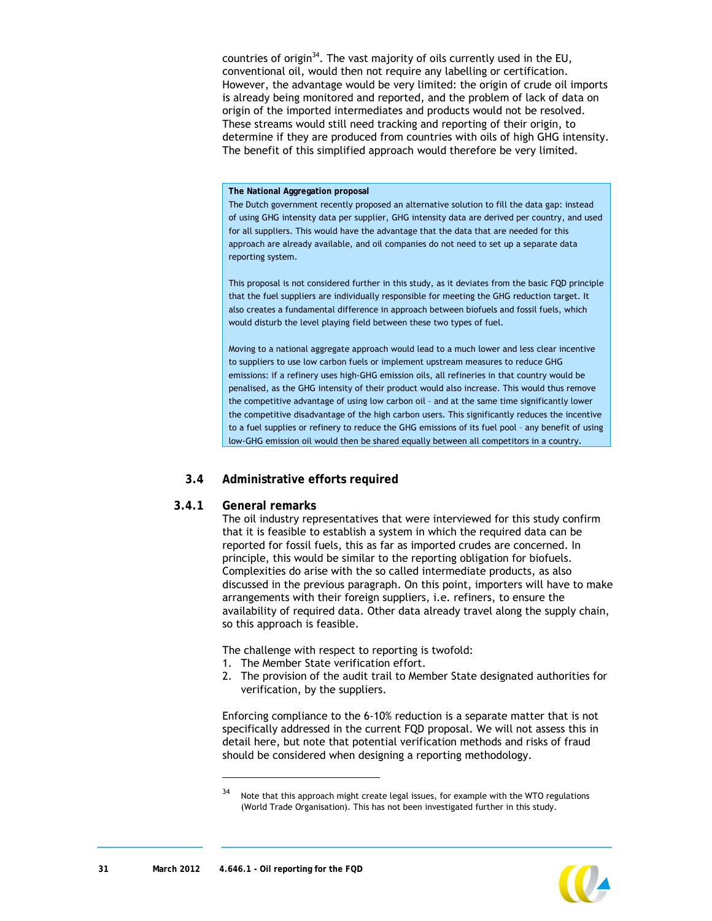countries of origin[34]. The vast majority of oils currently used in the EU, conventional oil, would then not require any labelling or certification. However, the advantage would be very limited: the origin of crude oil imports is already being monitored and reported, and the problem of lack of data on origin of the imported intermediates and products would not be resolved. These streams would still need tracking and reporting of their origin, to determine if they are produced from countries with oils of high GHG intensity. The benefit of this simplified approach would therefore be very limited.

**The National Aggregation proposal**

The Dutch government recently proposed an alternative solution to fill the data gap: instead of using GHG intensity data per supplier, GHG intensity data are derived per country, and used for all suppliers. This would have the advantage that the data that are needed for this approach are already available, and oil companies do not need to set up a separate data reporting system.

This proposal is not considered further in this study, as it deviates from the basic FQD principle that the fuel suppliers are individually responsible for meeting the GHG reduction target. It also creates a fundamental difference in approach between biofuels and fossil fuels, which would disturb the level playing field between these two types of fuel.

Moving to a national aggregate approach would lead to a much lower and less clear incentive to suppliers to use low carbon fuels or implement upstream measures to reduce GHG emissions: if a refinery uses high-GHG emission oils, all refineries in that country would be penalised, as the GHG intensity of their product would also increase. This would thus remove the competitive advantage of using low carbon oil – and at the same time significantly lower the competitive disadvantage of the high carbon users. This significantly reduces the incentive to a fuel supplies or refinery to reduce the GHG emissions of its fuel pool – any benefit of using low-GHG emission oil would then be shared equally between all competitors in a country.

## 3.4 Administrative efforts required

### 3.4.1 General remarks

The oil industry representatives that were interviewed for this study confirm that it is feasible to establish a system in which the required data can be reported for fossil fuels, this as far as imported crudes are concerned. In principle, this would be similar to the reporting obligation for biofuels. Complexities do arise with the so called intermediate products, as also discussed in the previous paragraph. On this point, importers will have to make arrangements with their foreign suppliers, i.e. refiners, to ensure the availability of required data. Other data already travel along the supply chain, so this approach is feasible.

The challenge with respect to reporting is twofold:

1. The Member State verification effort.
2. The provision of the audit trail to Member State designated authorities for verification, by the suppliers.

Enforcing compliance to the 6-10% reduction is a separate matter that is not specifically addressed in the current FQD proposal. We will not assess this in detail here, but note that potential verification methods and risks of fraud should be considered when designing a reporting methodology.

[34] Note that this approach might create legal issues, for example with the WTO regulations (World Trade Organisation). This has not been investigated further in this study.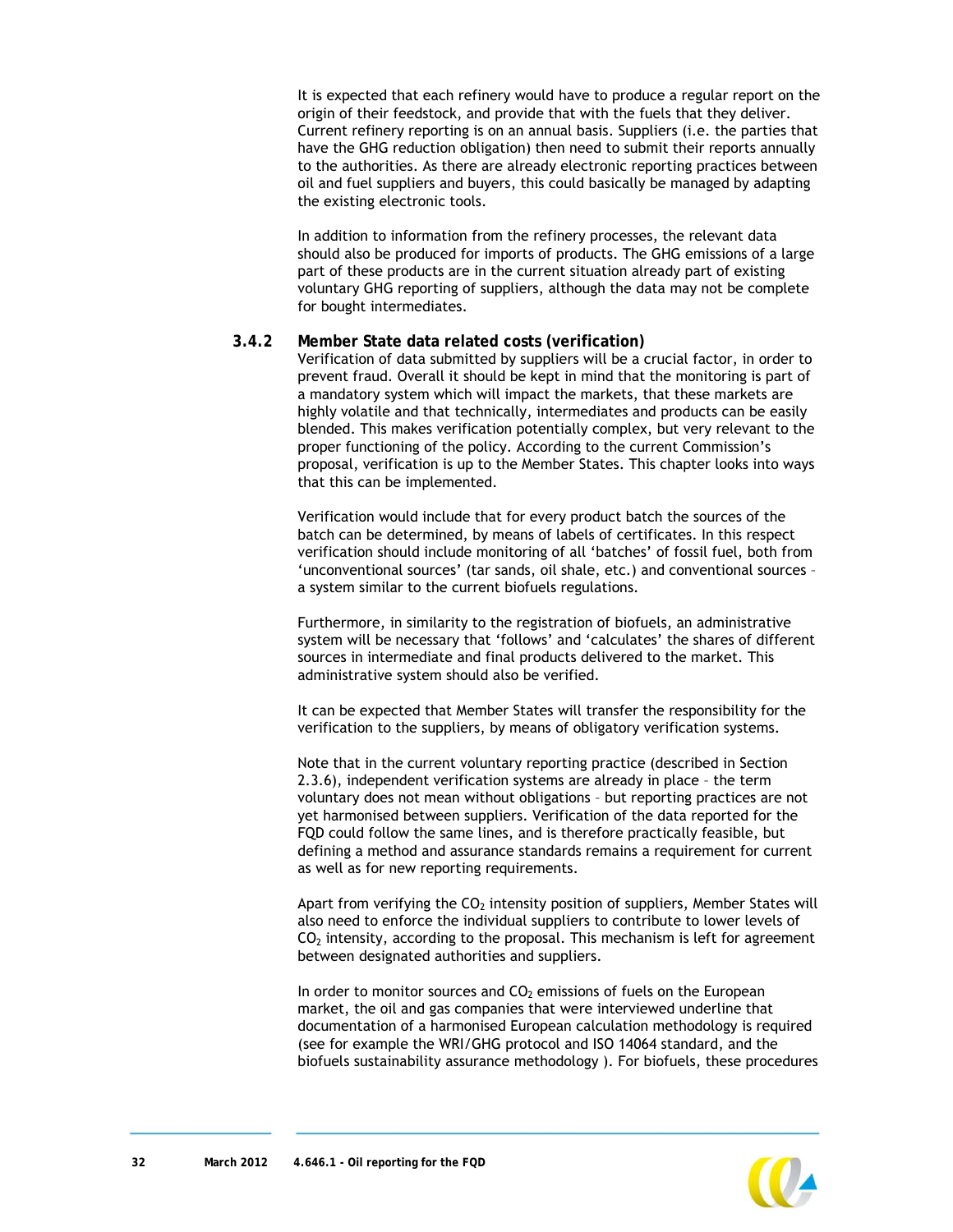It is expected that each refinery would have to produce a regular report on the origin of their feedstock, and provide that with the fuels that they deliver. Current refinery reporting is on an annual basis. Suppliers (i.e. the parties that have the GHG reduction obligation) then need to submit their reports annually to the authorities. As there are already electronic reporting practices between oil and fuel suppliers and buyers, this could basically be managed by adapting the existing electronic tools.

In addition to information from the refinery processes, the relevant data should also be produced for imports of products. The GHG emissions of a large part of these products are in the current situation already part of existing voluntary GHG reporting of suppliers, although the data may not be complete for bought intermediates.

### 3.4.2 Member State data related costs (verification)

Verification of data submitted by suppliers will be a crucial factor, in order to prevent fraud. Overall it should be kept in mind that the monitoring is part of a mandatory system which will impact the markets, that these markets are highly volatile and that technically, intermediates and products can be easily blended. This makes verification potentially complex, but very relevant to the proper functioning of the policy. According to the current Commission's proposal, verification is up to the Member States. This chapter looks into ways that this can be implemented.

Verification would include that for every product batch the sources of the batch can be determined, by means of labels of certificates. In this respect verification should include monitoring of all 'batches' of fossil fuel, both from 'unconventional sources' (tar sands, oil shale, etc.) and conventional sources – a system similar to the current biofuels regulations.

Furthermore, in similarity to the registration of biofuels, an administrative system will be necessary that 'follows' and 'calculates' the shares of different sources in intermediate and final products delivered to the market. This administrative system should also be verified.

It can be expected that Member States will transfer the responsibility for the verification to the suppliers, by means of obligatory verification systems.

Note that in the current voluntary reporting practice (described in Section 2.3.6), independent verification systems are already in place – the term voluntary does not mean without obligations – but reporting practices are not yet harmonised between suppliers. Verification of the data reported for the FQD could follow the same lines, and is therefore practically feasible, but defining a method and assurance standards remains a requirement for current as well as for new reporting requirements.

Apart from verifying the $CO_2$ intensity position of suppliers, Member States will also need to enforce the individual suppliers to contribute to lower levels of $CO_2$ intensity, according to the proposal. This mechanism is left for agreement between designated authorities and suppliers.

In order to monitor sources and $CO_2$ emissions of fuels on the European market, the oil and gas companies that were interviewed underline that documentation of a harmonised European calculation methodology is required (see for example the WRI/GHG protocol and ISO 14064 standard, and the biofuels sustainability assurance methodology ). For biofuels, these procedures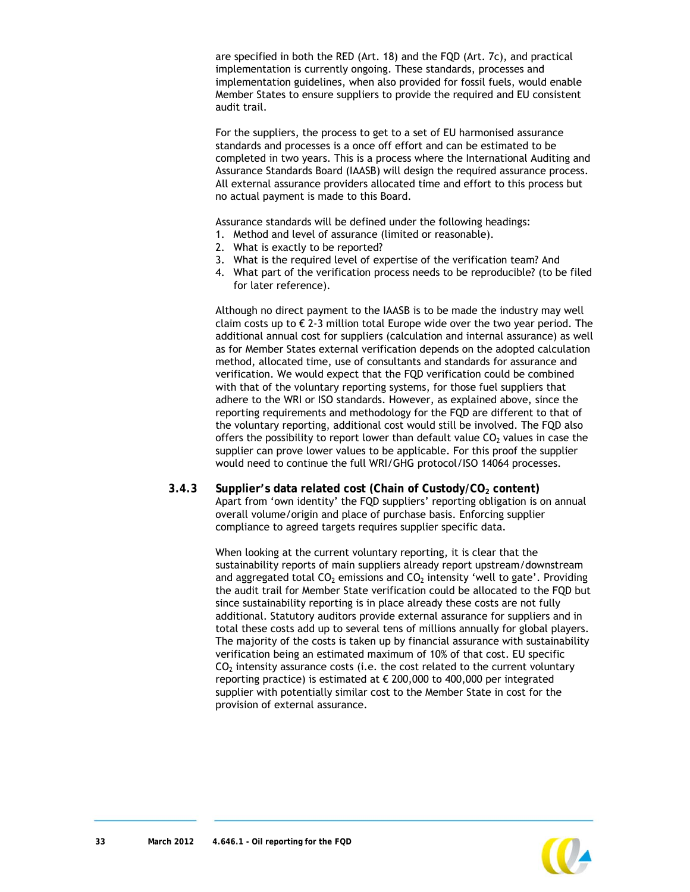are specified in both the RED (Art. 18) and the FQD (Art. 7c), and practical implementation is currently ongoing. These standards, processes and implementation guidelines, when also provided for fossil fuels, would enable Member States to ensure suppliers to provide the required and EU consistent audit trail.

For the suppliers, the process to get to a set of EU harmonised assurance standards and processes is a once off effort and can be estimated to be completed in two years. This is a process where the International Auditing and Assurance Standards Board (IAASB) will design the required assurance process. All external assurance providers allocated time and effort to this process but no actual payment is made to this Board.

Assurance standards will be defined under the following headings:

1. Method and level of assurance (limited or reasonable).
2. What is exactly to be reported?
3. What is the required level of expertise of the verification team? And
4. What part of the verification process needs to be reproducible? (to be filed for later reference).

Although no direct payment to the IAASB is to be made the industry may well claim costs up to € 2-3 million total Europe wide over the two year period. The additional annual cost for suppliers (calculation and internal assurance) as well as for Member States external verification depends on the adopted calculation method, allocated time, use of consultants and standards for assurance and verification. We would expect that the FQD verification could be combined with that of the voluntary reporting systems, for those fuel suppliers that adhere to the WRI or ISO standards. However, as explained above, since the reporting requirements and methodology for the FQD are different to that of the voluntary reporting, additional cost would still be involved. The FQD also offers the possibility to report lower than default value $CO_2$ values in case the supplier can prove lower values to be applicable. For this proof the supplier would need to continue the full WRI/GHG protocol/ISO 14064 processes.

### 3.4.3 Supplier's data related cost (Chain of Custody/$CO_2$ content)

Apart from 'own identity' the FQD suppliers' reporting obligation is on annual overall volume/origin and place of purchase basis. Enforcing supplier compliance to agreed targets requires supplier specific data.

When looking at the current voluntary reporting, it is clear that the sustainability reports of main suppliers already report upstream/downstream and aggregated total $CO_2$ emissions and $CO_2$ intensity 'well to gate'. Providing the audit trail for Member State verification could be allocated to the FQD but since sustainability reporting is in place already these costs are not fully additional. Statutory auditors provide external assurance for suppliers and in total these costs add up to several tens of millions annually for global players. The majority of the costs is taken up by financial assurance with sustainability verification being an estimated maximum of 10% of that cost. EU specific $CO_2$ intensity assurance costs (i.e. the cost related to the current voluntary reporting practice) is estimated at € 200,000 to 400,000 per integrated supplier with potentially similar cost to the Member State in cost for the provision of external assurance.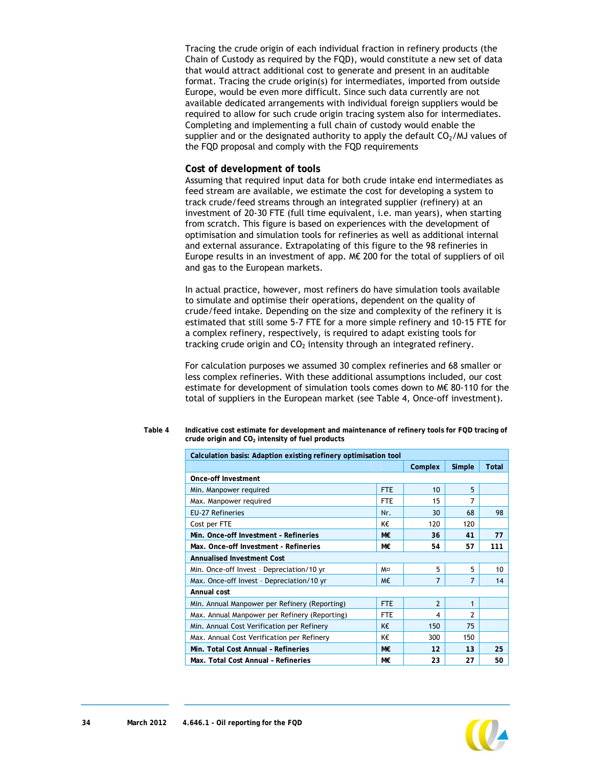Tracing the crude origin of each individual fraction in refinery products (the Chain of Custody as required by the FQD), would constitute a new set of data that would attract additional cost to generate and present in an auditable format. Tracing the crude origin(s) for intermediates, imported from outside Europe, would be even more difficult. Since such data currently are not available dedicated arrangements with individual foreign suppliers would be required to allow for such crude origin tracing system also for intermediates. Completing and implementing a full chain of custody would enable the supplier and or the designated authority to apply the default $CO_2$/MJ values of the FQD proposal and comply with the FQD requirements

### Cost of development of tools

Assuming that required input data for both crude intake end intermediates as feed stream are available, we estimate the cost for developing a system to track crude/feed streams through an integrated supplier (refinery) at an investment of 20-30 FTE (full time equivalent, i.e. man years), when starting from scratch. This figure is based on experiences with the development of optimisation and simulation tools for refineries as well as additional internal and external assurance. Extrapolating of this figure to the 98 refineries in Europe results in an investment of app. M€ 200 for the total of suppliers of oil and gas to the European markets.

In actual practice, however, most refiners do have simulation tools available to simulate and optimise their operations, dependent on the quality of crude/feed intake. Depending on the size and complexity of the refinery it is estimated that still some 5-7 FTE for a more simple refinery and 10-15 FTE for a complex refinery, respectively, is required to adapt existing tools for tracking crude origin and $CO_2$ intensity through an integrated refinery.

For calculation purposes we assumed 30 complex refineries and 68 smaller or less complex refineries. With these additional assumptions included, our cost estimate for development of simulation tools comes down to M€ 80-110 for the total of suppliers in the European market (see Table 4, Once-off investment).

**Table 4 Indicative cost estimate for development and maintenance of refinery tools for FQD tracing of crude origin and $CO_2$ intensity of fuel products**

| Calculation basis: Adaption existing refinery optimisation tool | | | | |
|---|---|---|---|---|
| | | Complex | Simple | Total |
| **Once-off Investment** | | | | |
| Min. Manpower required | FTE | 10 | 5 | |
| Max. Manpower required | FTE | 15 | 7 | |
| EU-27 Refineries | Nr. | 30 | 68 | 98 |
| Cost per FTE | K€ | 120 | 120 | |
| **Min. Once-off Investment - Refineries** | **M€** | **36** | **41** | **77** |
| **Max. Once-off Investment - Refineries** | **M€** | **54** | **57** | **111** |
| **Annualised Investment Cost** | | | | |
| Min. Once-off Invest - Depreciation/10 yr | M¤ | 5 | 5 | 10 |
| Max. Once-off Invest - Depreciation/10 yr | M€ | 7 | 7 | 14 |
| **Annual cost** | | | | |
| Min. Annual Manpower per Refinery (Reporting) | FTE | 2 | 1 | |
| Max. Annual Manpower per Refinery (Reporting) | FTE | 4 | 2 | |
| Min. Annual Cost Verification per Refinery | K€ | 150 | 75 | |
| Max. Annual Cost Verification per Refinery | K€ | 300 | 150 | |
| **Min. Total Cost Annual - Refineries** | **M€** | **12** | **13** | **25** |
| **Max. Total Cost Annual - Refineries** | **M€** | **23** | **27** | **50** |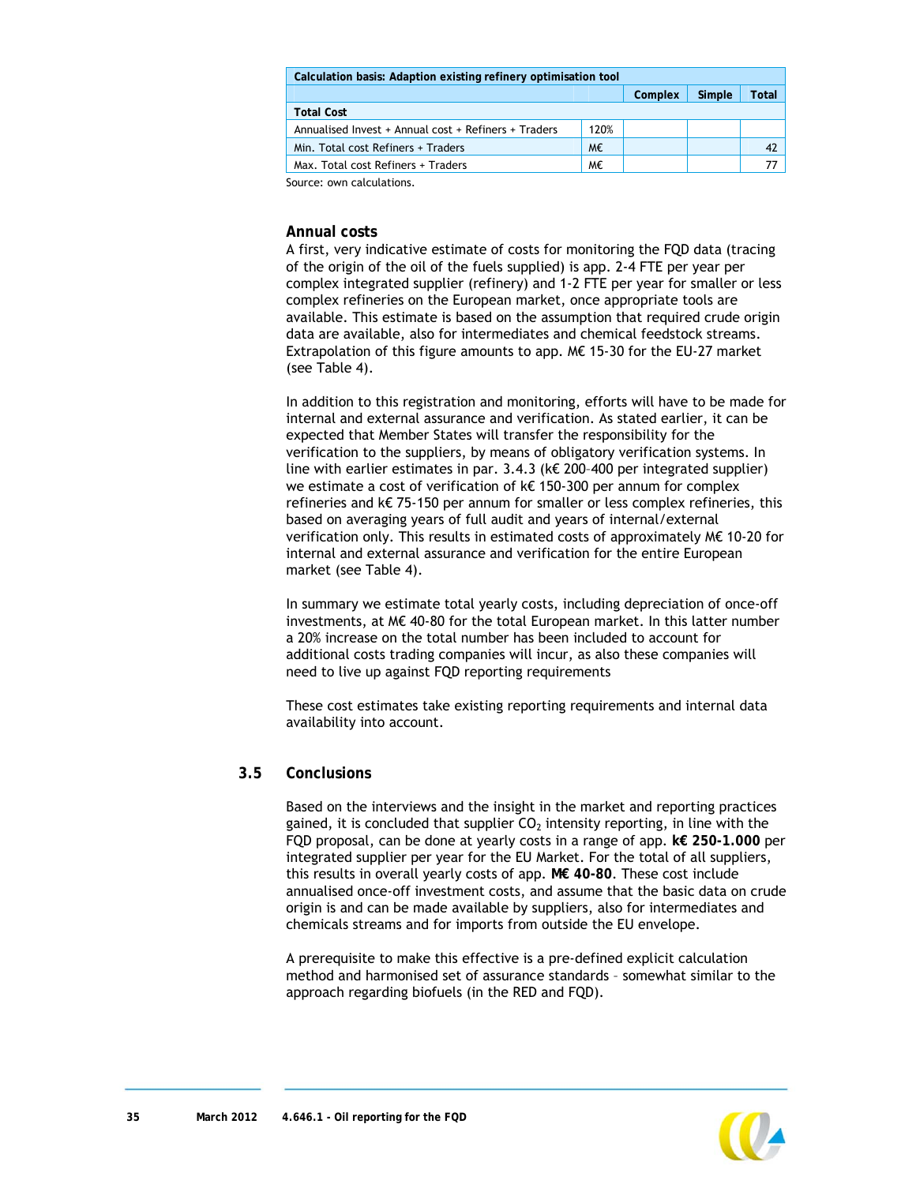| Calculation basis: Adaption existing refinery optimisation tool | | | | |
|---|---|---|---|---|
| | | Complex | Simple | Total |
| **Total Cost** | | | | |
| Annualised Invest + Annual cost + Refiners + Traders | 120% | | | |
| Min. Total cost Refiners + Traders | M€ | | | 42 |
| Max. Total cost Refiners + Traders | M€ | | | 77 |

Source: own calculations.

### Annual costs

A first, very indicative estimate of costs for monitoring the FQD data (tracing of the origin of the oil of the fuels supplied) is app. 2-4 FTE per year per complex integrated supplier (refinery) and 1-2 FTE per year for smaller or less complex refineries on the European market, once appropriate tools are available. This estimate is based on the assumption that required crude origin data are available, also for intermediates and chemical feedstock streams. Extrapolation of this figure amounts to app. M€ 15-30 for the EU-27 market (see Table 4).

In addition to this registration and monitoring, efforts will have to be made for internal and external assurance and verification. As stated earlier, it can be expected that Member States will transfer the responsibility for the verification to the suppliers, by means of obligatory verification systems. In line with earlier estimates in par. 3.4.3 (k€ 200–400 per integrated supplier) we estimate a cost of verification of k€ 150-300 per annum for complex refineries and k€ 75-150 per annum for smaller or less complex refineries, this based on averaging years of full audit and years of internal/external verification only. This results in estimated costs of approximately M€ 10-20 for internal and external assurance and verification for the entire European market (see Table 4).

In summary we estimate total yearly costs, including depreciation of once-off investments, at M€ 40-80 for the total European market. In this latter number a 20% increase on the total number has been included to account for additional costs trading companies will incur, as also these companies will need to live up against FQD reporting requirements

These cost estimates take existing reporting requirements and internal data availability into account.

## 3.5 Conclusions

Based on the interviews and the insight in the market and reporting practices gained, it is concluded that supplier $CO_2$ intensity reporting, in line with the FQD proposal, can be done at yearly costs in a range of app. **k€ 250-1.000** per integrated supplier per year for the EU Market. For the total of all suppliers, this results in overall yearly costs of app. **M€ 40-80**. These cost include annualised once-off investment costs, and assume that the basic data on crude origin is and can be made available by suppliers, also for intermediates and chemicals streams and for imports from outside the EU envelope.

A prerequisite to make this effective is a pre-defined explicit calculation method and harmonised set of assurance standards – somewhat similar to the approach regarding biofuels (in the RED and FQD).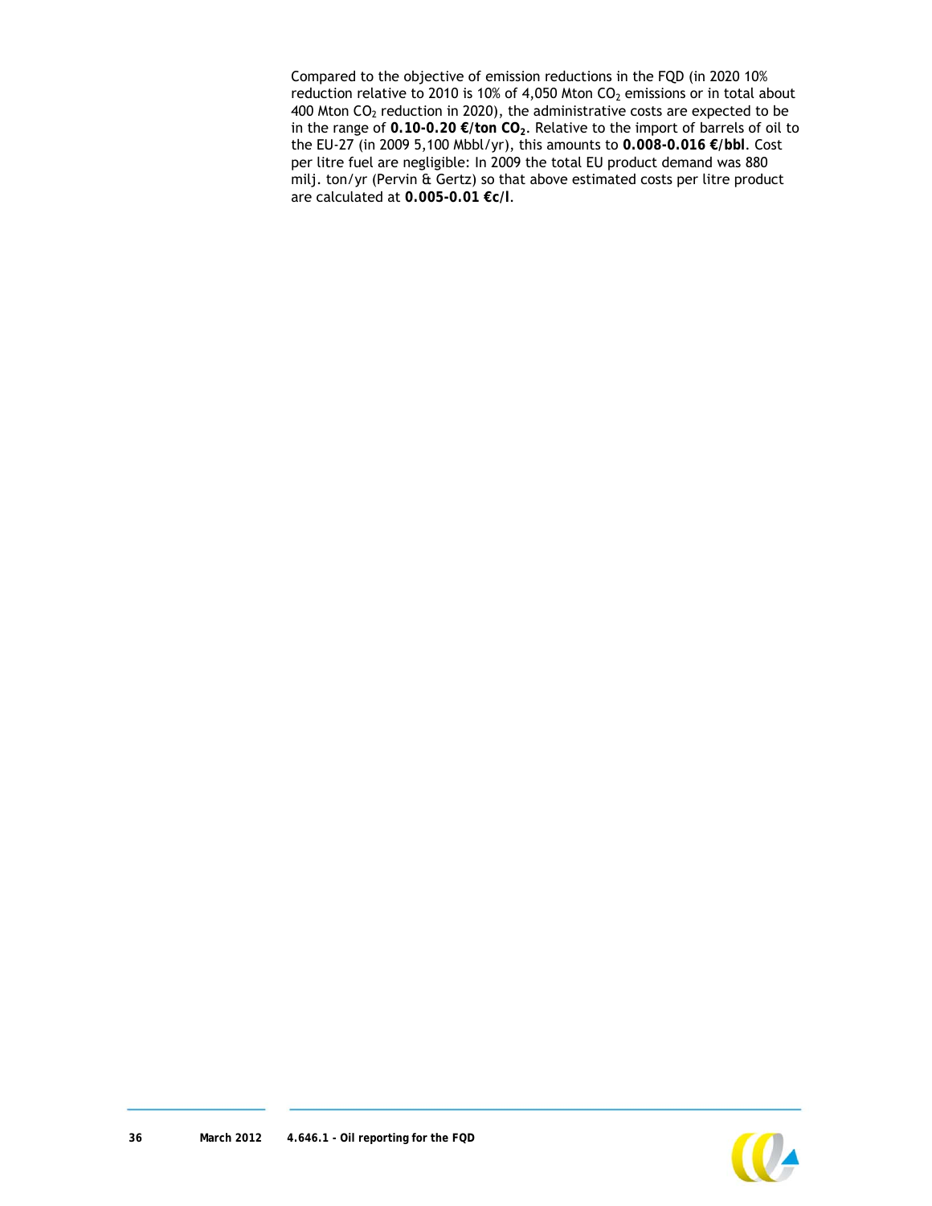Compared to the objective of emission reductions in the FQD (in 2020 10% reduction relative to 2010 is 10% of 4,050 Mton $CO_2$ emissions or in total about 400 Mton $CO_2$ reduction in 2020), the administrative costs are expected to be in the range of **0.10-0.20 €/ton $CO_2$**. Relative to the import of barrels of oil to the EU-27 (in 2009 5,100 Mbbl/yr), this amounts to **0.008-0.016 €/bbl**. Cost per litre fuel are negligible: In 2009 the total EU product demand was 880 milj. ton/yr (Pervin & Gertz) so that above estimated costs per litre product are calculated at **0.005-0.01 €c/l**.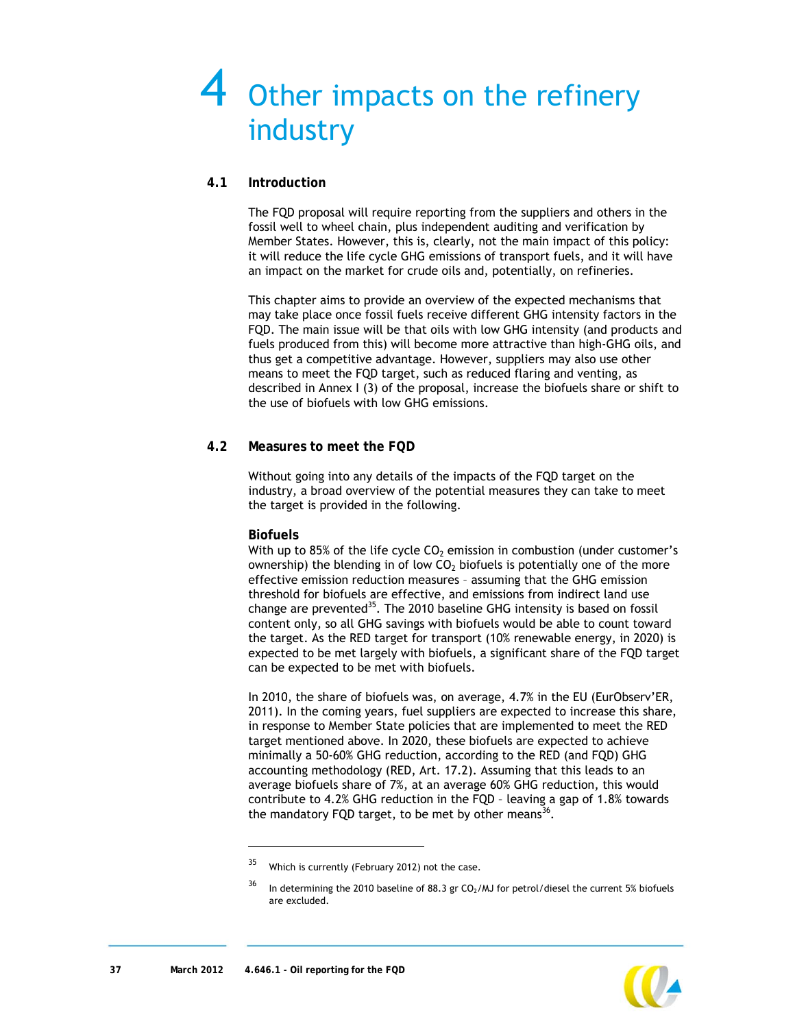# 4 Other impacts on the refinery industry

## 4.1 Introduction

The FQD proposal will require reporting from the suppliers and others in the fossil well to wheel chain, plus independent auditing and verification by Member States. However, this is, clearly, not the main impact of this policy: it will reduce the life cycle GHG emissions of transport fuels, and it will have an impact on the market for crude oils and, potentially, on refineries.

This chapter aims to provide an overview of the expected mechanisms that may take place once fossil fuels receive different GHG intensity factors in the FQD. The main issue will be that oils with low GHG intensity (and products and fuels produced from this) will become more attractive than high-GHG oils, and thus get a competitive advantage. However, suppliers may also use other means to meet the FQD target, such as reduced flaring and venting, as described in Annex I (3) of the proposal, increase the biofuels share or shift to the use of biofuels with low GHG emissions.

## 4.2 Measures to meet the FQD

Without going into any details of the impacts of the FQD target on the industry, a broad overview of the potential measures they can take to meet the target is provided in the following.

### Biofuels

With up to 85% of the life cycle $CO_2$ emission in combustion (under customer's ownership) the blending in of low $CO_2$ biofuels is potentially one of the more effective emission reduction measures – assuming that the GHG emission threshold for biofuels are effective, and emissions from indirect land use change are prevented[35]. The 2010 baseline GHG intensity is based on fossil content only, so all GHG savings with biofuels would be able to count toward the target. As the RED target for transport (10% renewable energy, in 2020) is expected to be met largely with biofuels, a significant share of the FQD target can be expected to be met with biofuels.

In 2010, the share of biofuels was, on average, 4.7% in the EU (EurObserv'ER, 2011). In the coming years, fuel suppliers are expected to increase this share, in response to Member State policies that are implemented to meet the RED target mentioned above. In 2020, these biofuels are expected to achieve minimally a 50-60% GHG reduction, according to the RED (and FQD) GHG accounting methodology (RED, Art. 17.2). Assuming that this leads to an average biofuels share of 7%, at an average 60% GHG reduction, this would contribute to 4.2% GHG reduction in the FQD – leaving a gap of 1.8% towards the mandatory FQD target, to be met by other means[36].

---

[35] Which is currently (February 2012) not the case.

[36] In determining the 2010 baseline of 88.3 gr $CO_2$/MJ for petrol/diesel the current 5% biofuels are excluded.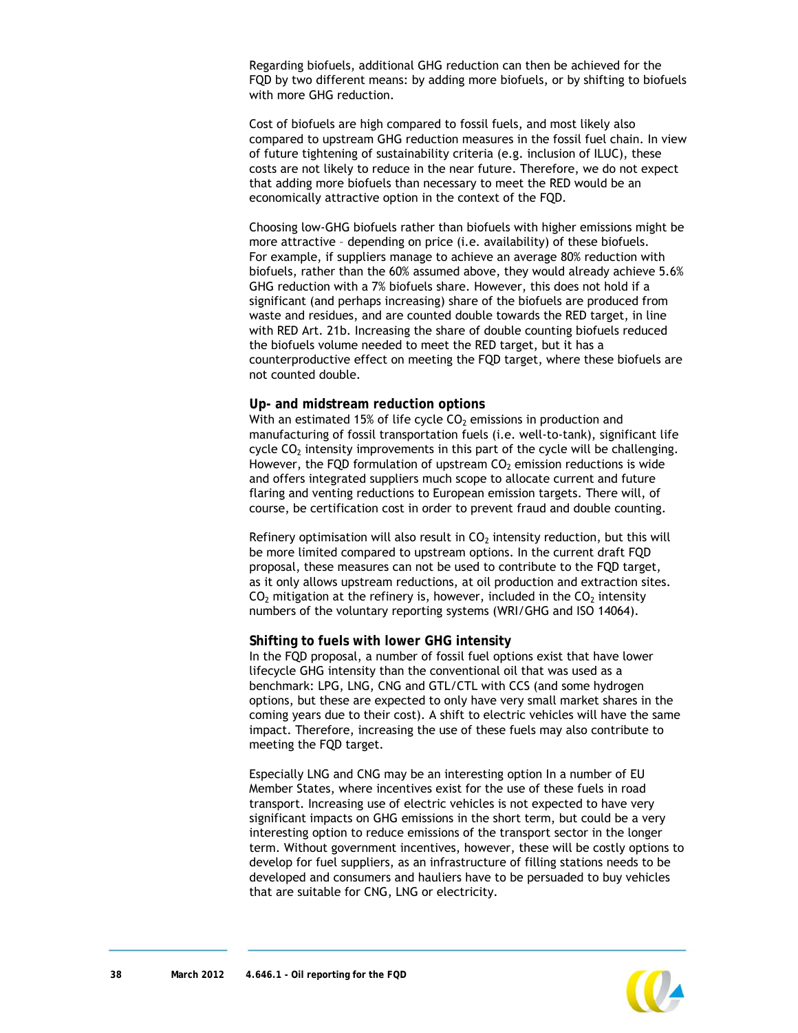Regarding biofuels, additional GHG reduction can then be achieved for the FQD by two different means: by adding more biofuels, or by shifting to biofuels with more GHG reduction.

Cost of biofuels are high compared to fossil fuels, and most likely also compared to upstream GHG reduction measures in the fossil fuel chain. In view of future tightening of sustainability criteria (e.g. inclusion of ILUC), these costs are not likely to reduce in the near future. Therefore, we do not expect that adding more biofuels than necessary to meet the RED would be an economically attractive option in the context of the FQD.

Choosing low-GHG biofuels rather than biofuels with higher emissions might be more attractive – depending on price (i.e. availability) of these biofuels. For example, if suppliers manage to achieve an average 80% reduction with biofuels, rather than the 60% assumed above, they would already achieve 5.6% GHG reduction with a 7% biofuels share. However, this does not hold if a significant (and perhaps increasing) share of the biofuels are produced from waste and residues, and are counted double towards the RED target, in line with RED Art. 21b. Increasing the share of double counting biofuels reduced the biofuels volume needed to meet the RED target, but it has a counterproductive effect on meeting the FQD target, where these biofuels are not counted double.

### Up- and midstream reduction options

With an estimated 15% of life cycle $CO_2$ emissions in production and manufacturing of fossil transportation fuels (i.e. well-to-tank), significant life cycle $CO_2$ intensity improvements in this part of the cycle will be challenging. However, the FQD formulation of upstream $CO_2$ emission reductions is wide and offers integrated suppliers much scope to allocate current and future flaring and venting reductions to European emission targets. There will, of course, be certification cost in order to prevent fraud and double counting.

Refinery optimisation will also result in $CO_2$ intensity reduction, but this will be more limited compared to upstream options. In the current draft FQD proposal, these measures can not be used to contribute to the FQD target, as it only allows upstream reductions, at oil production and extraction sites. $CO_2$ mitigation at the refinery is, however, included in the $CO_2$ intensity numbers of the voluntary reporting systems (WRI/GHG and ISO 14064).

### Shifting to fuels with lower GHG intensity

In the FQD proposal, a number of fossil fuel options exist that have lower lifecycle GHG intensity than the conventional oil that was used as a benchmark: LPG, LNG, CNG and GTL/CTL with CCS (and some hydrogen options, but these are expected to only have very small market shares in the coming years due to their cost). A shift to electric vehicles will have the same impact. Therefore, increasing the use of these fuels may also contribute to meeting the FQD target.

Especially LNG and CNG may be an interesting option In a number of EU Member States, where incentives exist for the use of these fuels in road transport. Increasing use of electric vehicles is not expected to have very significant impacts on GHG emissions in the short term, but could be a very interesting option to reduce emissions of the transport sector in the longer term. Without government incentives, however, these will be costly options to develop for fuel suppliers, as an infrastructure of filling stations needs to be developed and consumers and hauliers have to be persuaded to buy vehicles that are suitable for CNG, LNG or electricity.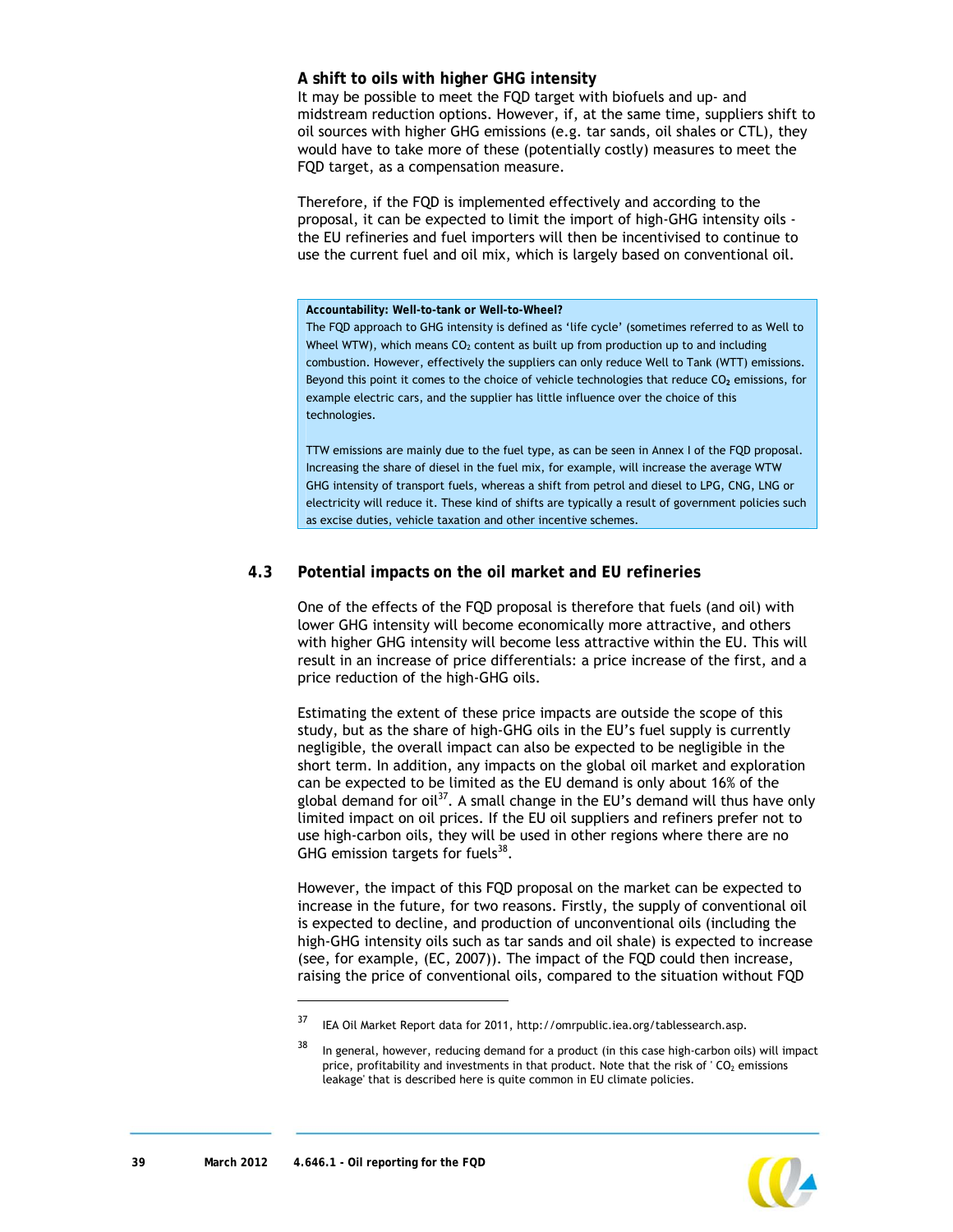### A shift to oils with higher GHG intensity

It may be possible to meet the FQD target with biofuels and up- and midstream reduction options. However, if, at the same time, suppliers shift to oil sources with higher GHG emissions (e.g. tar sands, oil shales or CTL), they would have to take more of these (potentially costly) measures to meet the FQD target, as a compensation measure.

Therefore, if the FQD is implemented effectively and according to the proposal, it can be expected to limit the import of high-GHG intensity oils - the EU refineries and fuel importers will then be incentivised to continue to use the current fuel and oil mix, which is largely based on conventional oil.

> **Accountability: Well-to-tank or Well-to-Wheel?**
>
> The FQD approach to GHG intensity is defined as 'life cycle' (sometimes referred to as Well to Wheel WTW), which means $CO_2$ content as built up from production up to and including combustion. However, effectively the suppliers can only reduce Well to Tank (WTT) emissions. Beyond this point it comes to the choice of vehicle technologies that reduce $CO_2$ emissions, for example electric cars, and the supplier has little influence over the choice of this technologies.
>
> TTW emissions are mainly due to the fuel type, as can be seen in Annex I of the FQD proposal. Increasing the share of diesel in the fuel mix, for example, will increase the average WTW GHG intensity of transport fuels, whereas a shift from petrol and diesel to LPG, CNG, LNG or electricity will reduce it. These kind of shifts are typically a result of government policies such as excise duties, vehicle taxation and other incentive schemes.

## 4.3 Potential impacts on the oil market and EU refineries

One of the effects of the FQD proposal is therefore that fuels (and oil) with lower GHG intensity will become economically more attractive, and others with higher GHG intensity will become less attractive within the EU. This will result in an increase of price differentials: a price increase of the first, and a price reduction of the high-GHG oils.

Estimating the extent of these price impacts are outside the scope of this study, but as the share of high-GHG oils in the EU's fuel supply is currently negligible, the overall impact can also be expected to be negligible in the short term. In addition, any impacts on the global oil market and exploration can be expected to be limited as the EU demand is only about 16% of the global demand for oil[37]. A small change in the EU's demand will thus have only limited impact on oil prices. If the EU oil suppliers and refiners prefer not to use high-carbon oils, they will be used in other regions where there are no GHG emission targets for fuels[38].

However, the impact of this FQD proposal on the market can be expected to increase in the future, for two reasons. Firstly, the supply of conventional oil is expected to decline, and production of unconventional oils (including the high-GHG intensity oils such as tar sands and oil shale) is expected to increase (see, for example, (EC, 2007)). The impact of the FQD could then increase, raising the price of conventional oils, compared to the situation without FQD

---

[37] IEA Oil Market Report data for 2011, http://omrpublic.iea.org/tablessearch.asp.

[38] In general, however, reducing demand for a product (in this case high-carbon oils) will impact price, profitability and investments in that product. Note that the risk of ' $CO_2$ emissions leakage' that is described here is quite common in EU climate policies.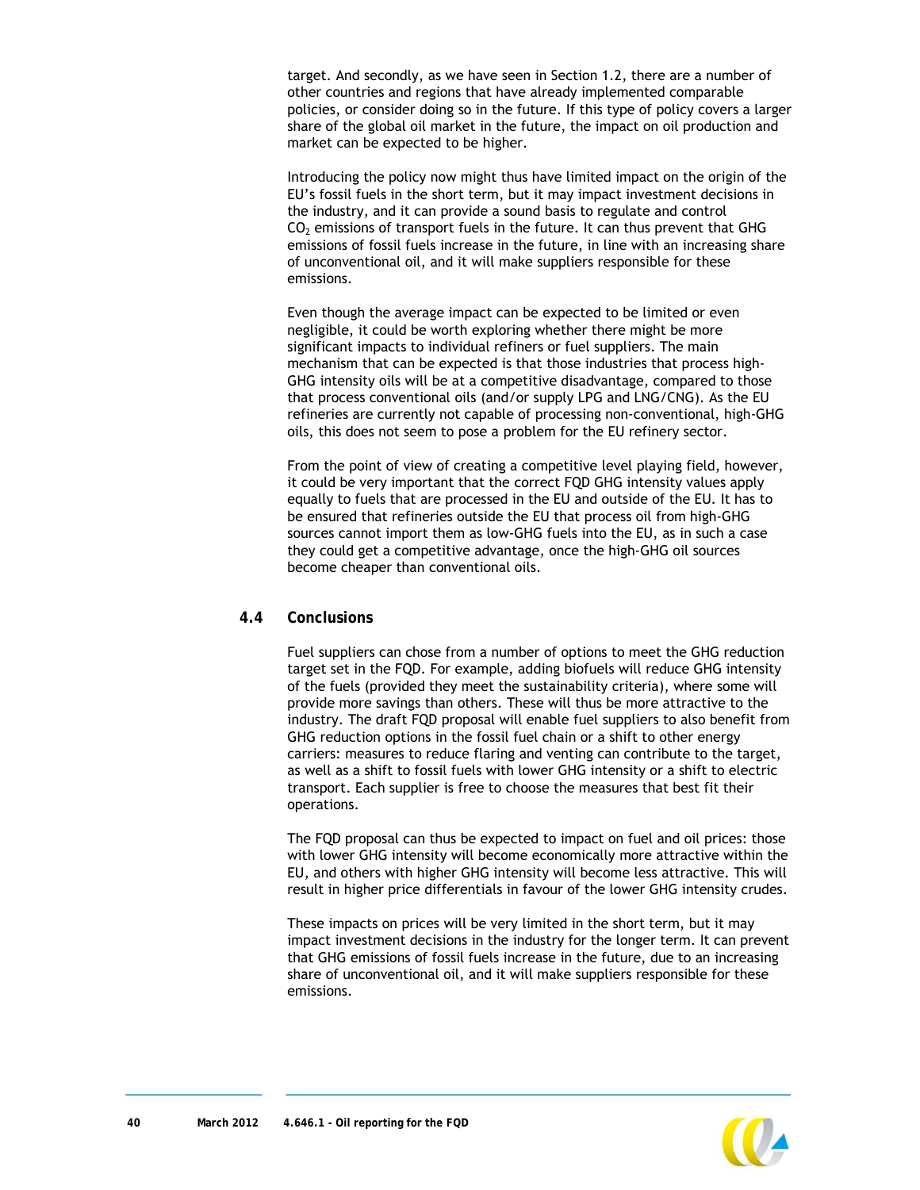target. And secondly, as we have seen in Section 1.2, there are a number of other countries and regions that have already implemented comparable policies, or consider doing so in the future. If this type of policy covers a larger share of the global oil market in the future, the impact on oil production and market can be expected to be higher.

Introducing the policy now might thus have limited impact on the origin of the EU's fossil fuels in the short term, but it may impact investment decisions in the industry, and it can provide a sound basis to regulate and control $CO_2$ emissions of transport fuels in the future. It can thus prevent that GHG emissions of fossil fuels increase in the future, in line with an increasing share of unconventional oil, and it will make suppliers responsible for these emissions.

Even though the average impact can be expected to be limited or even negligible, it could be worth exploring whether there might be more significant impacts to individual refiners or fuel suppliers. The main mechanism that can be expected is that those industries that process high-GHG intensity oils will be at a competitive disadvantage, compared to those that process conventional oils (and/or supply LPG and LNG/CNG). As the EU refineries are currently not capable of processing non-conventional, high-GHG oils, this does not seem to pose a problem for the EU refinery sector.

From the point of view of creating a competitive level playing field, however, it could be very important that the correct FQD GHG intensity values apply equally to fuels that are processed in the EU and outside of the EU. It has to be ensured that refineries outside the EU that process oil from high-GHG sources cannot import them as low-GHG fuels into the EU, as in such a case they could get a competitive advantage, once the high-GHG oil sources become cheaper than conventional oils.

## 4.4 Conclusions

Fuel suppliers can chose from a number of options to meet the GHG reduction target set in the FQD. For example, adding biofuels will reduce GHG intensity of the fuels (provided they meet the sustainability criteria), where some will provide more savings than others. These will thus be more attractive to the industry. The draft FQD proposal will enable fuel suppliers to also benefit from GHG reduction options in the fossil fuel chain or a shift to other energy carriers: measures to reduce flaring and venting can contribute to the target, as well as a shift to fossil fuels with lower GHG intensity or a shift to electric transport. Each supplier is free to choose the measures that best fit their operations.

The FQD proposal can thus be expected to impact on fuel and oil prices: those with lower GHG intensity will become economically more attractive within the EU, and others with higher GHG intensity will become less attractive. This will result in higher price differentials in favour of the lower GHG intensity crudes.

These impacts on prices will be very limited in the short term, but it may impact investment decisions in the industry for the longer term. It can prevent that GHG emissions of fossil fuels increase in the future, due to an increasing share of unconventional oil, and it will make suppliers responsible for these emissions.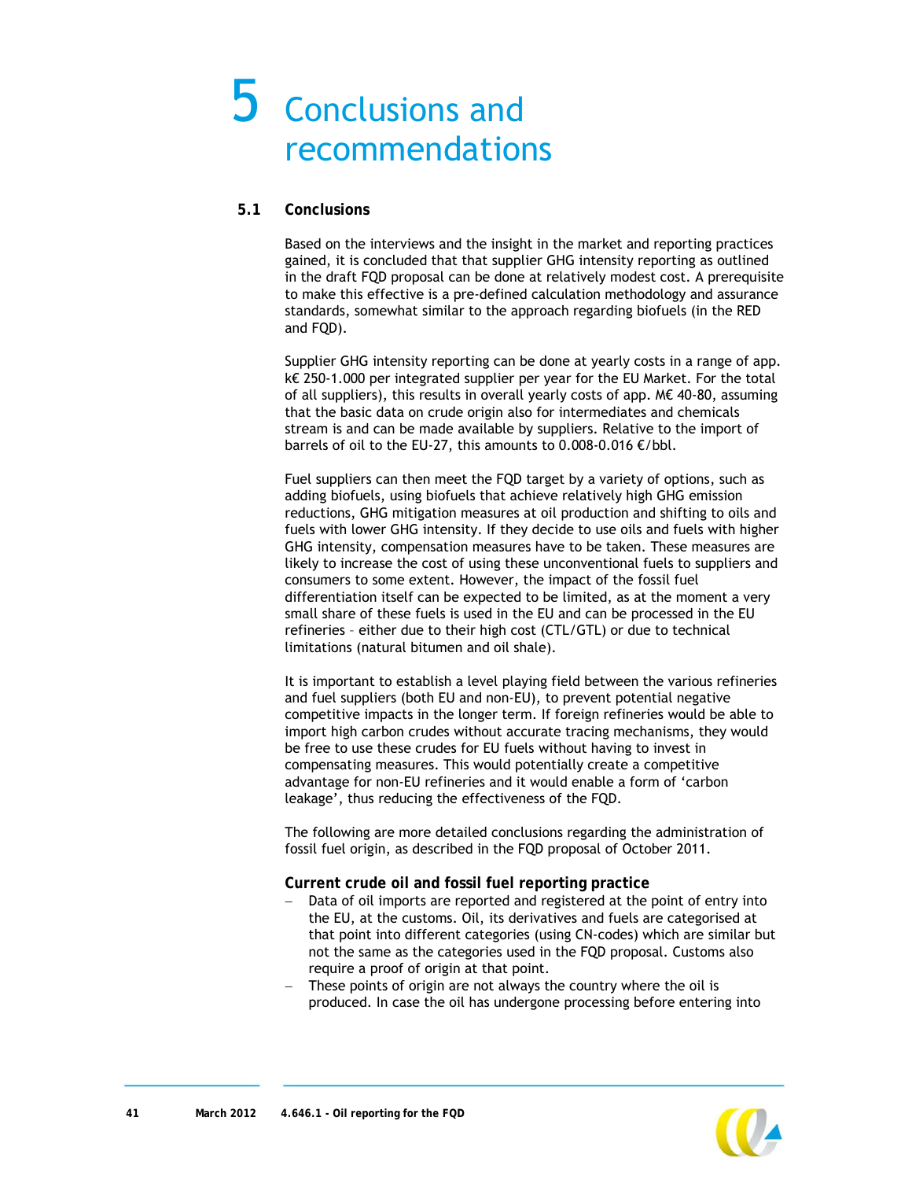# 5 Conclusions and recommendations

## 5.1 Conclusions

Based on the interviews and the insight in the market and reporting practices gained, it is concluded that that supplier GHG intensity reporting as outlined in the draft FQD proposal can be done at relatively modest cost. A prerequisite to make this effective is a pre-defined calculation methodology and assurance standards, somewhat similar to the approach regarding biofuels (in the RED and FQD).

Supplier GHG intensity reporting can be done at yearly costs in a range of app. k€ 250-1.000 per integrated supplier per year for the EU Market. For the total of all suppliers), this results in overall yearly costs of app. M€ 40-80, assuming that the basic data on crude origin also for intermediates and chemicals stream is and can be made available by suppliers. Relative to the import of barrels of oil to the EU-27, this amounts to 0.008-0.016 €/bbl.

Fuel suppliers can then meet the FQD target by a variety of options, such as adding biofuels, using biofuels that achieve relatively high GHG emission reductions, GHG mitigation measures at oil production and shifting to oils and fuels with lower GHG intensity. If they decide to use oils and fuels with higher GHG intensity, compensation measures have to be taken. These measures are likely to increase the cost of using these unconventional fuels to suppliers and consumers to some extent. However, the impact of the fossil fuel differentiation itself can be expected to be limited, as at the moment a very small share of these fuels is used in the EU and can be processed in the EU refineries – either due to their high cost (CTL/GTL) or due to technical limitations (natural bitumen and oil shale).

It is important to establish a level playing field between the various refineries and fuel suppliers (both EU and non-EU), to prevent potential negative competitive impacts in the longer term. If foreign refineries would be able to import high carbon crudes without accurate tracing mechanisms, they would be free to use these crudes for EU fuels without having to invest in compensating measures. This would potentially create a competitive advantage for non-EU refineries and it would enable a form of 'carbon leakage', thus reducing the effectiveness of the FQD.

The following are more detailed conclusions regarding the administration of fossil fuel origin, as described in the FQD proposal of October 2011.

**Current crude oil and fossil fuel reporting practice**

- Data of oil imports are reported and registered at the point of entry into the EU, at the customs. Oil, its derivatives and fuels are categorised at that point into different categories (using CN-codes) which are similar but not the same as the categories used in the FQD proposal. Customs also require a proof of origin at that point.
- These points of origin are not always the country where the oil is produced. In case the oil has undergone processing before entering into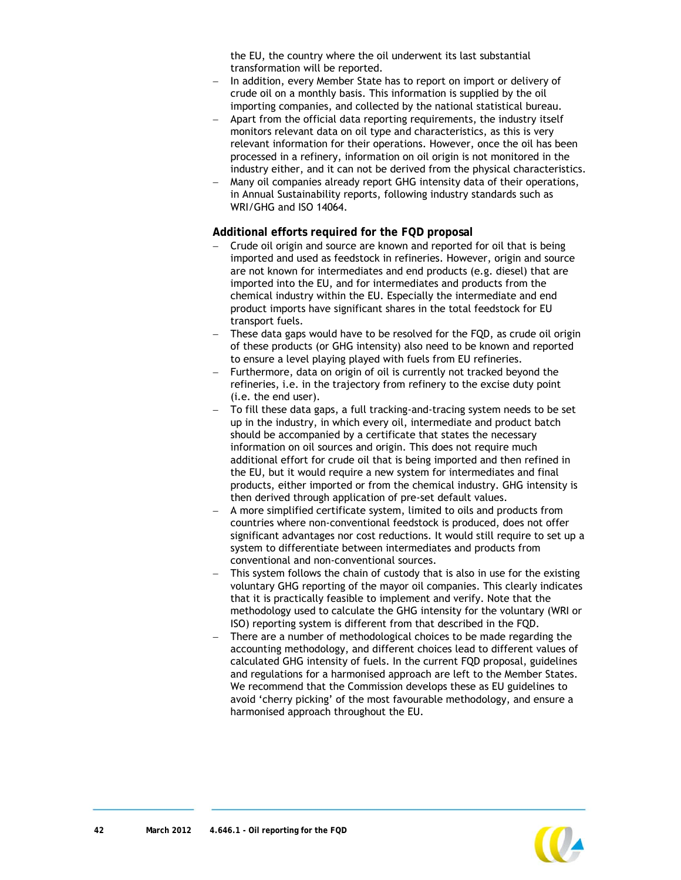the EU, the country where the oil underwent its last substantial transformation will be reported.

- In addition, every Member State has to report on import or delivery of crude oil on a monthly basis. This information is supplied by the oil importing companies, and collected by the national statistical bureau.
- Apart from the official data reporting requirements, the industry itself monitors relevant data on oil type and characteristics, as this is very relevant information for their operations. However, once the oil has been processed in a refinery, information on oil origin is not monitored in the industry either, and it can not be derived from the physical characteristics.
- Many oil companies already report GHG intensity data of their operations, in Annual Sustainability reports, following industry standards such as WRI/GHG and ISO 14064.

### Additional efforts required for the FQD proposal

- Crude oil origin and source are known and reported for oil that is being imported and used as feedstock in refineries. However, origin and source are not known for intermediates and end products (e.g. diesel) that are imported into the EU, and for intermediates and products from the chemical industry within the EU. Especially the intermediate and end product imports have significant shares in the total feedstock for EU transport fuels.
- These data gaps would have to be resolved for the FQD, as crude oil origin of these products (or GHG intensity) also need to be known and reported to ensure a level playing played with fuels from EU refineries.
- Furthermore, data on origin of oil is currently not tracked beyond the refineries, i.e. in the trajectory from refinery to the excise duty point (i.e. the end user).
- To fill these data gaps, a full tracking-and-tracing system needs to be set up in the industry, in which every oil, intermediate and product batch should be accompanied by a certificate that states the necessary information on oil sources and origin. This does not require much additional effort for crude oil that is being imported and then refined in the EU, but it would require a new system for intermediates and final products, either imported or from the chemical industry. GHG intensity is then derived through application of pre-set default values.
- A more simplified certificate system, limited to oils and products from countries where non-conventional feedstock is produced, does not offer significant advantages nor cost reductions. It would still require to set up a system to differentiate between intermediates and products from conventional and non-conventional sources.
- This system follows the chain of custody that is also in use for the existing voluntary GHG reporting of the mayor oil companies. This clearly indicates that it is practically feasible to implement and verify. Note that the methodology used to calculate the GHG intensity for the voluntary (WRI or ISO) reporting system is different from that described in the FQD.
- There are a number of methodological choices to be made regarding the accounting methodology, and different choices lead to different values of calculated GHG intensity of fuels. In the current FQD proposal, guidelines and regulations for a harmonised approach are left to the Member States. We recommend that the Commission develops these as EU guidelines to avoid 'cherry picking' of the most favourable methodology, and ensure a harmonised approach throughout the EU.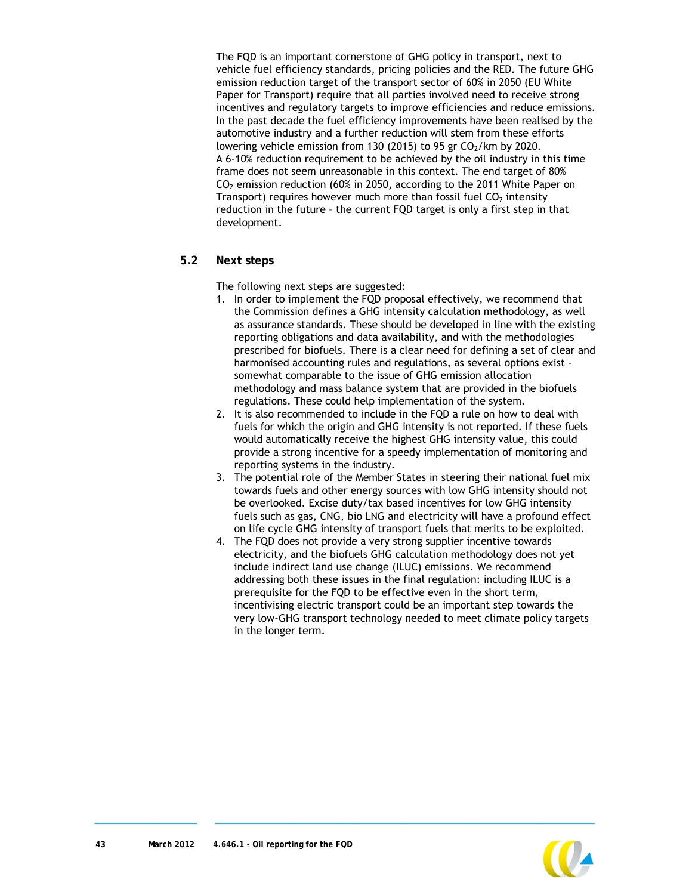The FQD is an important cornerstone of GHG policy in transport, next to vehicle fuel efficiency standards, pricing policies and the RED. The future GHG emission reduction target of the transport sector of 60% in 2050 (EU White Paper for Transport) require that all parties involved need to receive strong incentives and regulatory targets to improve efficiencies and reduce emissions. In the past decade the fuel efficiency improvements have been realised by the automotive industry and a further reduction will stem from these efforts lowering vehicle emission from 130 (2015) to 95 gr $CO_2$/km by 2020. A 6-10% reduction requirement to be achieved by the oil industry in this time frame does not seem unreasonable in this context. The end target of 80% $CO_2$ emission reduction (60% in 2050, according to the 2011 White Paper on Transport) requires however much more than fossil fuel $CO_2$ intensity reduction in the future – the current FQD target is only a first step in that development.

## 5.2 Next steps

The following next steps are suggested:

1. In order to implement the FQD proposal effectively, we recommend that the Commission defines a GHG intensity calculation methodology, as well as assurance standards. These should be developed in line with the existing reporting obligations and data availability, and with the methodologies prescribed for biofuels. There is a clear need for defining a set of clear and harmonised accounting rules and regulations, as several options exist - somewhat comparable to the issue of GHG emission allocation methodology and mass balance system that are provided in the biofuels regulations. These could help implementation of the system.
2. It is also recommended to include in the FQD a rule on how to deal with fuels for which the origin and GHG intensity is not reported. If these fuels would automatically receive the highest GHG intensity value, this could provide a strong incentive for a speedy implementation of monitoring and reporting systems in the industry.
3. The potential role of the Member States in steering their national fuel mix towards fuels and other energy sources with low GHG intensity should not be overlooked. Excise duty/tax based incentives for low GHG intensity fuels such as gas, CNG, bio LNG and electricity will have a profound effect on life cycle GHG intensity of transport fuels that merits to be exploited.
4. The FQD does not provide a very strong supplier incentive towards electricity, and the biofuels GHG calculation methodology does not yet include indirect land use change (ILUC) emissions. We recommend addressing both these issues in the final regulation: including ILUC is a prerequisite for the FQD to be effective even in the short term, incentivising electric transport could be an important step towards the very low-GHG transport technology needed to meet climate policy targets in the longer term.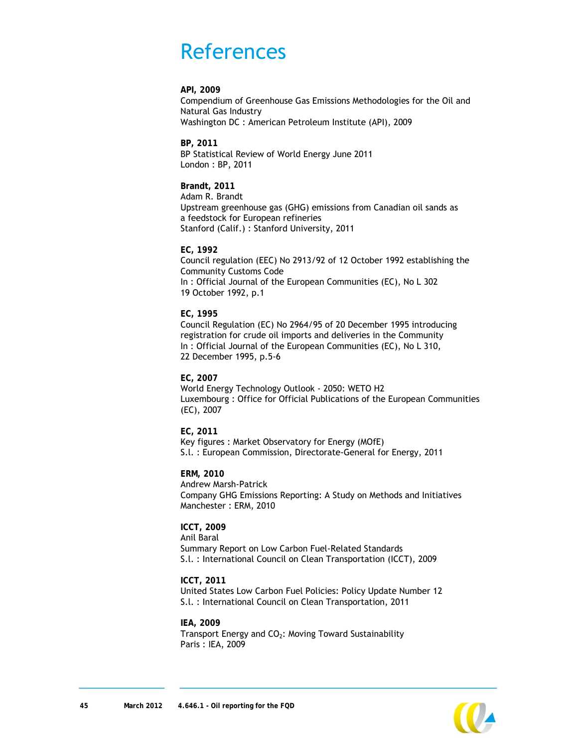# References

**API, 2009**
Compendium of Greenhouse Gas Emissions Methodologies for the Oil and Natural Gas Industry
Washington DC : American Petroleum Institute (API), 2009

**BP, 2011**
BP Statistical Review of World Energy June 2011
London : BP, 2011

**Brandt, 2011**
Adam R. Brandt
Upstream greenhouse gas (GHG) emissions from Canadian oil sands as a feedstock for European refineries
Stanford (Calif.) : Stanford University, 2011

**EC, 1992**
Council regulation (EEC) No 2913/92 of 12 October 1992 establishing the Community Customs Code
In : Official Journal of the European Communities (EC), No L 302
19 October 1992, p.1

**EC, 1995**
Council Regulation (EC) No 2964/95 of 20 December 1995 introducing registration for crude oil imports and deliveries in the Community
In : Official Journal of the European Communities (EC), No L 310,
22 December 1995, p.5-6

**EC, 2007**
World Energy Technology Outlook - 2050: WETO H2
Luxembourg : Office for Official Publications of the European Communities (EC), 2007

**EC, 2011**
Key figures : Market Observatory for Energy (MOfE)
S.l. : European Commission, Directorate-General for Energy, 2011

**ERM, 2010**
Andrew Marsh-Patrick
Company GHG Emissions Reporting: A Study on Methods and Initiatives
Manchester : ERM, 2010

**ICCT, 2009**
Anil Baral
Summary Report on Low Carbon Fuel-Related Standards
S.l. : International Council on Clean Transportation (ICCT), 2009

**ICCT, 2011**
United States Low Carbon Fuel Policies: Policy Update Number 12
S.l. : International Council on Clean Transportation, 2011

**IEA, 2009**
Transport Energy and $CO_2$: Moving Toward Sustainability
Paris : IEA, 2009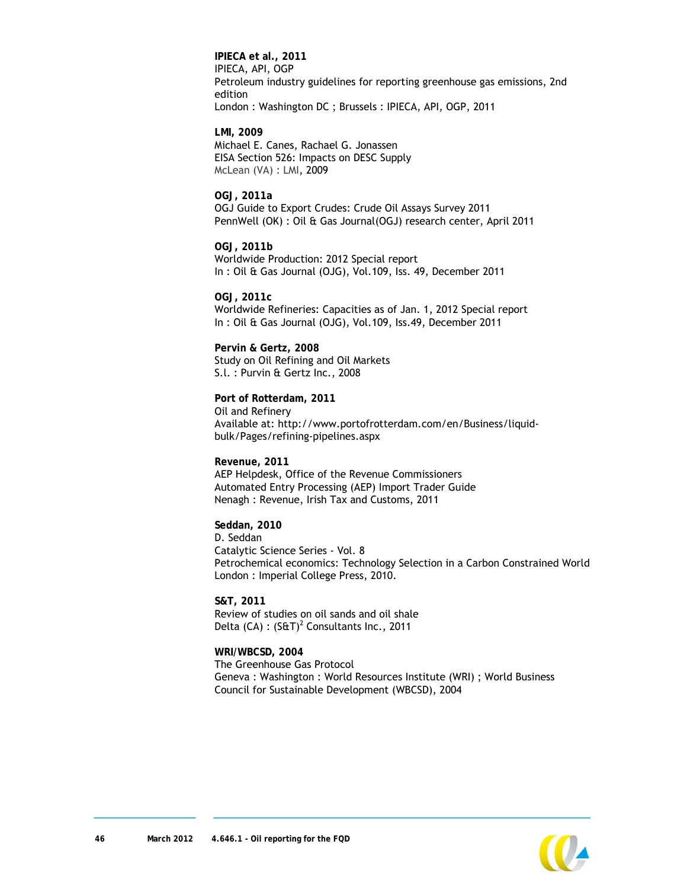**IPIECA et al., 2011**
IPIECA, API, OGP
Petroleum industry guidelines for reporting greenhouse gas emissions, 2nd edition
London : Washington DC ; Brussels : IPIECA, API, OGP, 2011

**LMI, 2009**
Michael E. Canes, Rachael G. Jonassen
EISA Section 526: Impacts on DESC Supply
McLean (VA) : LMI, 2009

**OGJ, 2011a**
OGJ Guide to Export Crudes: Crude Oil Assays Survey 2011
PennWell (OK) : Oil & Gas Journal(OGJ) research center, April 2011

**OGJ, 2011b**
Worldwide Production: 2012 Special report
In : Oil & Gas Journal (OJG), Vol.109, Iss. 49, December 2011

**OGJ, 2011c**
Worldwide Refineries: Capacities as of Jan. 1, 2012 Special report
In : Oil & Gas Journal (OJG), Vol.109, Iss.49, December 2011

**Pervin & Gertz, 2008**
Study on Oil Refining and Oil Markets
S.l. : Purvin & Gertz Inc., 2008

**Port of Rotterdam, 2011**
Oil and Refinery
Available at: http://www.portofrotterdam.com/en/Business/liquid-bulk/Pages/refining-pipelines.aspx

**Revenue, 2011**
AEP Helpdesk, Office of the Revenue Commissioners
Automated Entry Processing (AEP) Import Trader Guide
Nenagh : Revenue, Irish Tax and Customs, 2011

**Seddan, 2010**
D. Seddan
Catalytic Science Series - Vol. 8
Petrochemical economics: Technology Selection in a Carbon Constrained World
London : Imperial College Press, 2010.

**S&T, 2011**
Review of studies on oil sands and oil shale
Delta (CA) : $(S\&T)^2$ Consultants Inc., 2011

**WRI/WBCSD, 2004**
The Greenhouse Gas Protocol
Geneva : Washington : World Resources Institute (WRI) ; World Business Council for Sustainable Development (WBCSD), 2004